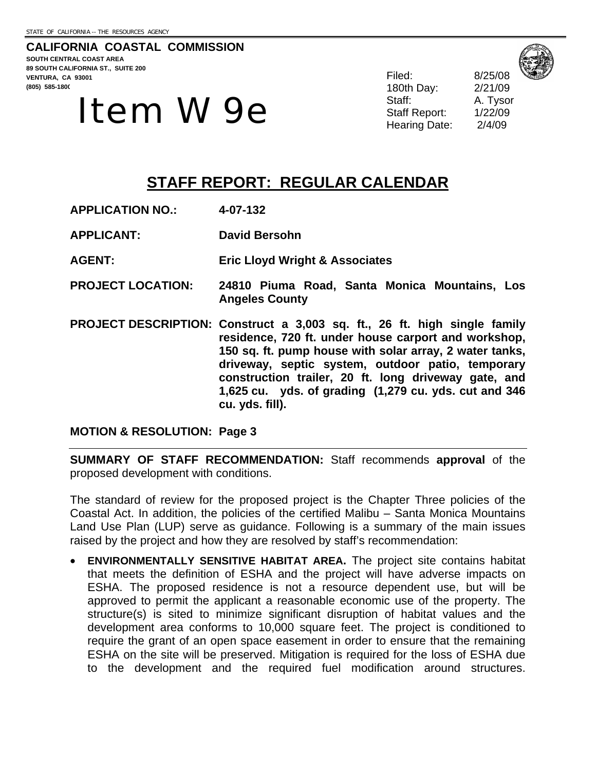STATE OF CALIFORNIA -- THE RESOURCES AGENCY

**CALIFORNIA COASTAL COMMISSION**
**SOUTH CENTRAL COAST AREA**
**89 SOUTH CALIFORNIA ST., SUITE 200**
**VENTURA, CA 93001**
**(805) 585-1800**

# Item W 9e

| | |
|---|---|
| Filed: | 8/25/08 |
| 180th Day: | 2/21/09 |
| Staff: | A. Tysor |
| Staff Report: | 1/22/09 |
| Hearing Date: | 2/4/09 |

## STAFF REPORT: REGULAR CALENDAR

**APPLICATION NO.:** **4-07-132**

**APPLICANT:** **David Bersohn**

**AGENT:** **Eric Lloyd Wright & Associates**

**PROJECT LOCATION:** **24810 Piuma Road, Santa Monica Mountains, Los Angeles County**

**PROJECT DESCRIPTION:** **Construct a 3,003 sq. ft., 26 ft. high single family residence, 720 ft. under house carport and workshop, 150 sq. ft. pump house with solar array, 2 water tanks, driveway, septic system, outdoor patio, temporary construction trailer, 20 ft. long driveway gate, and 1,625 cu. yds. of grading (1,279 cu. yds. cut and 346 cu. yds. fill).**

**MOTION & RESOLUTION: Page 3**

---

**SUMMARY OF STAFF RECOMMENDATION:** Staff recommends **approval** of the proposed development with conditions.

The standard of review for the proposed project is the Chapter Three policies of the Coastal Act. In addition, the policies of the certified Malibu – Santa Monica Mountains Land Use Plan (LUP) serve as guidance. Following is a summary of the main issues raised by the project and how they are resolved by staff's recommendation:

- **ENVIRONMENTALLY SENSITIVE HABITAT AREA.** The project site contains habitat that meets the definition of ESHA and the project will have adverse impacts on ESHA. The proposed residence is not a resource dependent use, but will be approved to permit the applicant a reasonable economic use of the property. The structure(s) is sited to minimize significant disruption of habitat values and the development area conforms to 10,000 square feet. The project is conditioned to require the grant of an open space easement in order to ensure that the remaining ESHA on the site will be preserved. Mitigation is required for the loss of ESHA due to the development and the required fuel modification around structures.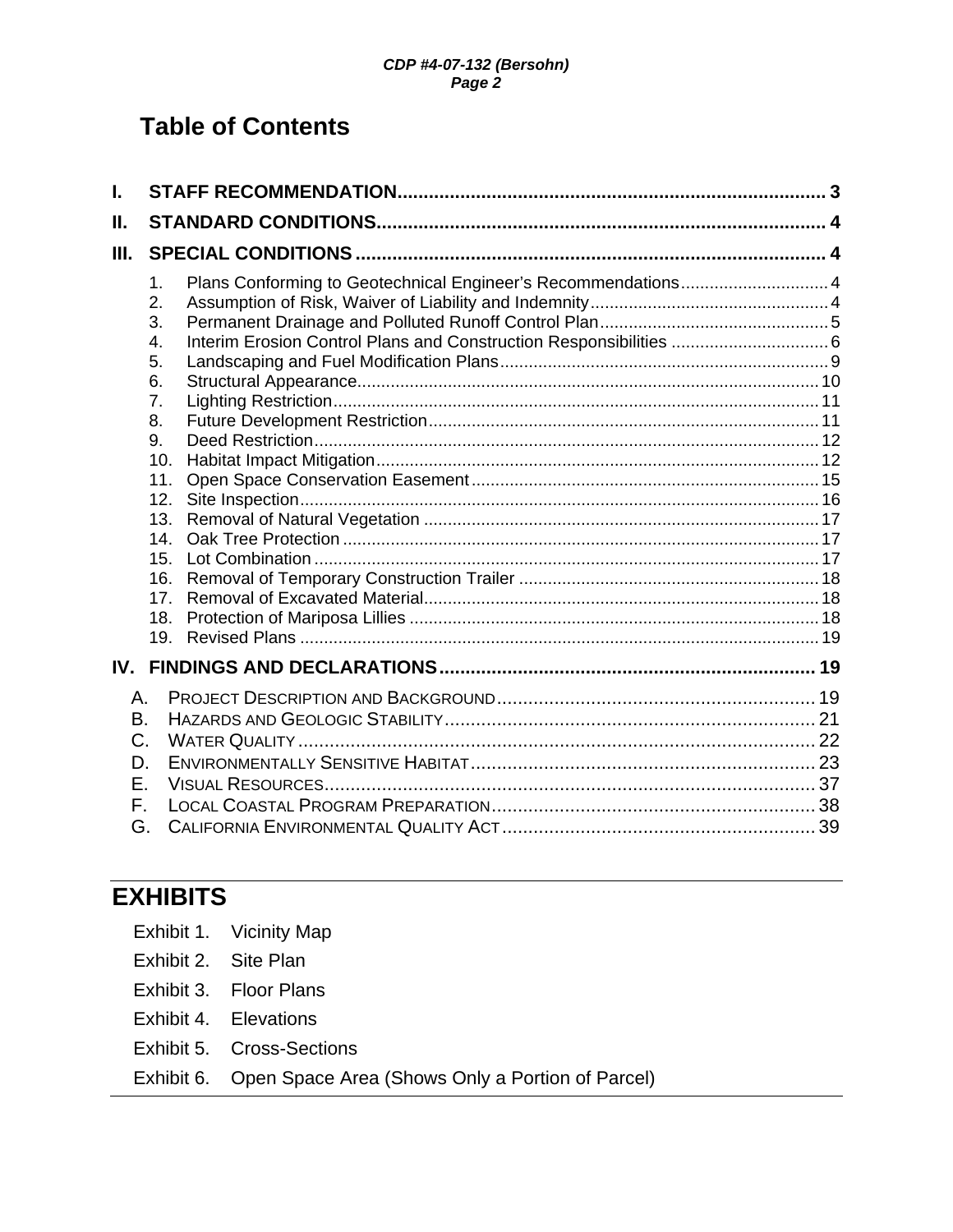# Table of Contents

**I. STAFF RECOMMENDATION.................................................................................. 3**

**II. STANDARD CONDITIONS...................................................................................... 4**

**III. SPECIAL CONDITIONS.......................................................................................... 4**

1. Plans Conforming to Geotechnical Engineer's Recommendations............................... 4
2. Assumption of Risk, Waiver of Liability and Indemnity.................................................. 4
3. Permanent Drainage and Polluted Runoff Control Plan................................................ 5
4. Interim Erosion Control Plans and Construction Responsibilities ................................. 6
5. Landscaping and Fuel Modification Plans..................................................................... 9
6. Structural Appearance................................................................................................. 10
7. Lighting Restriction...................................................................................................... 11
8. Future Development Restriction.................................................................................. 11
9. Deed Restriction.......................................................................................................... 12
10. Habitat Impact Mitigation............................................................................................. 12
11. Open Space Conservation Easement......................................................................... 15
12. Site Inspection............................................................................................................. 16
13. Removal of Natural Vegetation ................................................................................... 17
14. Oak Tree Protection .................................................................................................... 17
15. Lot Combination .......................................................................................................... 17
16. Removal of Temporary Construction Trailer ............................................................... 18
17. Removal of Excavated Material................................................................................... 18
18. Protection of Mariposa Lillies ...................................................................................... 18
19. Revised Plans ............................................................................................................. 19

**IV. FINDINGS AND DECLARATIONS........................................................................ 19**

A. Project Description and Background............................................................. 19
B. Hazards and Geologic Stability....................................................................... 21
C. Water Quality .................................................................................................. 22
D. Environmentally Sensitive Habitat.................................................................. 23
E. Visual Resources............................................................................................. 37
F. Local Coastal Program Preparation................................................................ 38
G. California Environmental Quality Act............................................................. 39

# EXHIBITS

Exhibit 1. Vicinity Map

Exhibit 2. Site Plan

Exhibit 3. Floor Plans

Exhibit 4. Elevations

Exhibit 5. Cross-Sections

Exhibit 6. Open Space Area (Shows Only a Portion of Parcel)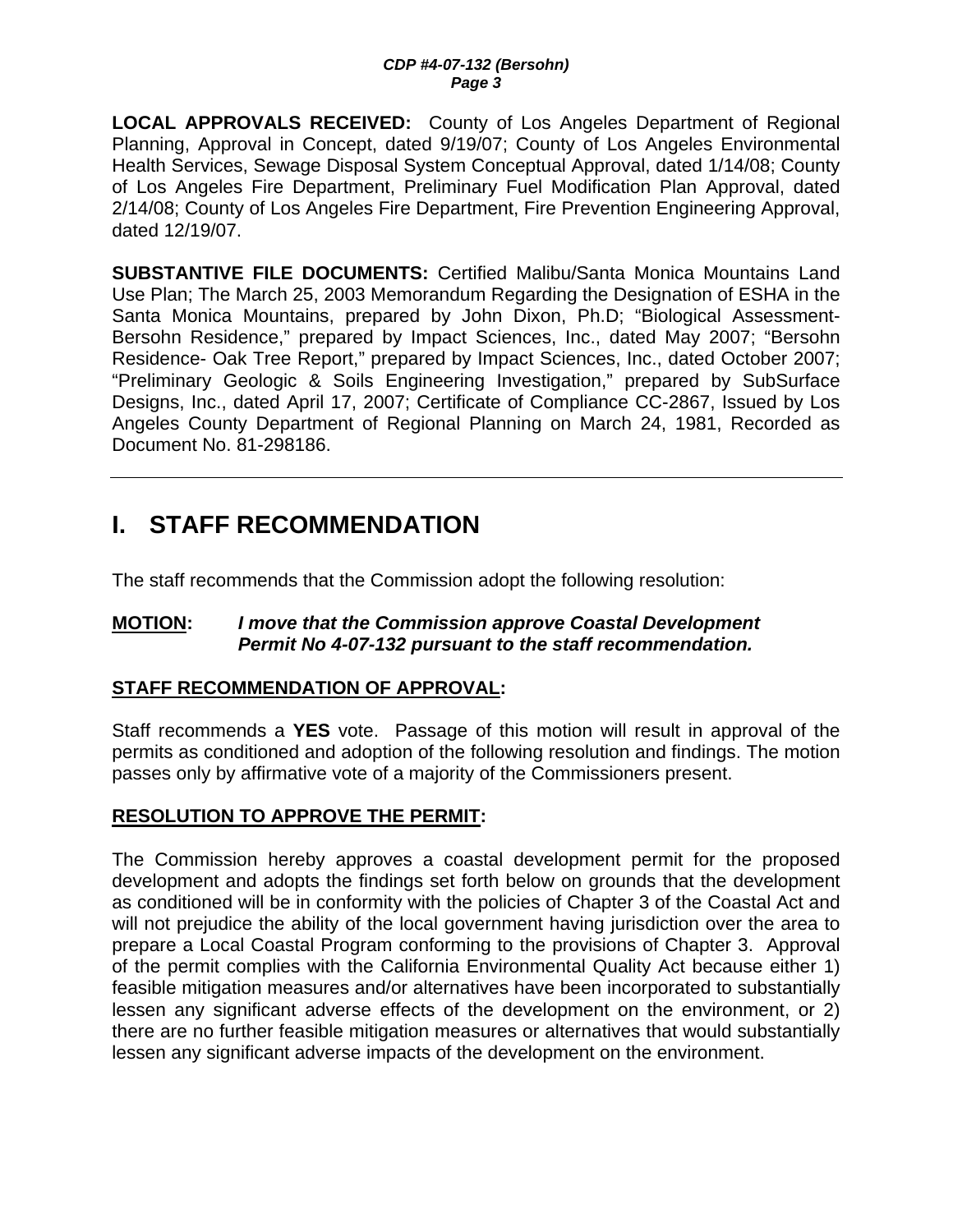**LOCAL APPROVALS RECEIVED:** County of Los Angeles Department of Regional Planning, Approval in Concept, dated 9/19/07; County of Los Angeles Environmental Health Services, Sewage Disposal System Conceptual Approval, dated 1/14/08; County of Los Angeles Fire Department, Preliminary Fuel Modification Plan Approval, dated 2/14/08; County of Los Angeles Fire Department, Fire Prevention Engineering Approval, dated 12/19/07.

**SUBSTANTIVE FILE DOCUMENTS:** Certified Malibu/Santa Monica Mountains Land Use Plan; The March 25, 2003 Memorandum Regarding the Designation of ESHA in the Santa Monica Mountains, prepared by John Dixon, Ph.D; "Biological Assessment- Bersohn Residence," prepared by Impact Sciences, Inc., dated May 2007; "Bersohn Residence- Oak Tree Report," prepared by Impact Sciences, Inc., dated October 2007; "Preliminary Geologic & Soils Engineering Investigation," prepared by SubSurface Designs, Inc., dated April 17, 2007; Certificate of Compliance CC-2867, Issued by Los Angeles County Department of Regional Planning on March 24, 1981, Recorded as Document No. 81-298186.

---

# I. STAFF RECOMMENDATION

The staff recommends that the Commission adopt the following resolution:

**MOTION:** ***I move that the Commission approve Coastal Development Permit No 4-07-132 pursuant to the staff recommendation.***

**STAFF RECOMMENDATION OF APPROVAL:**

Staff recommends a **YES** vote. Passage of this motion will result in approval of the permits as conditioned and adoption of the following resolution and findings. The motion passes only by affirmative vote of a majority of the Commissioners present.

**RESOLUTION TO APPROVE THE PERMIT:**

The Commission hereby approves a coastal development permit for the proposed development and adopts the findings set forth below on grounds that the development as conditioned will be in conformity with the policies of Chapter 3 of the Coastal Act and will not prejudice the ability of the local government having jurisdiction over the area to prepare a Local Coastal Program conforming to the provisions of Chapter 3. Approval of the permit complies with the California Environmental Quality Act because either 1) feasible mitigation measures and/or alternatives have been incorporated to substantially lessen any significant adverse effects of the development on the environment, or 2) there are no further feasible mitigation measures or alternatives that would substantially lessen any significant adverse impacts of the development on the environment.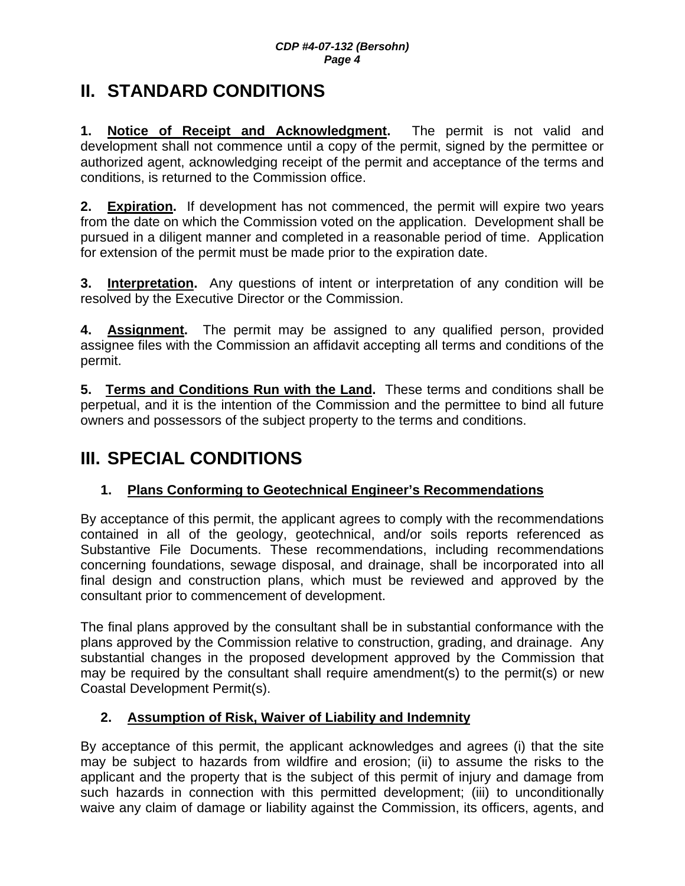# II. STANDARD CONDITIONS

**1. <u>Notice of Receipt and Acknowledgment</u>.** The permit is not valid and development shall not commence until a copy of the permit, signed by the permittee or authorized agent, acknowledging receipt of the permit and acceptance of the terms and conditions, is returned to the Commission office.

**2. <u>Expiration</u>.** If development has not commenced, the permit will expire two years from the date on which the Commission voted on the application. Development shall be pursued in a diligent manner and completed in a reasonable period of time. Application for extension of the permit must be made prior to the expiration date.

**3. <u>Interpretation</u>.** Any questions of intent or interpretation of any condition will be resolved by the Executive Director or the Commission.

**4. <u>Assignment</u>.** The permit may be assigned to any qualified person, provided assignee files with the Commission an affidavit accepting all terms and conditions of the permit.

**5. <u>Terms and Conditions Run with the Land</u>.** These terms and conditions shall be perpetual, and it is the intention of the Commission and the permittee to bind all future owners and possessors of the subject property to the terms and conditions.

# III. SPECIAL CONDITIONS

### 1. <u>Plans Conforming to Geotechnical Engineer's Recommendations</u>

By acceptance of this permit, the applicant agrees to comply with the recommendations contained in all of the geology, geotechnical, and/or soils reports referenced as Substantive File Documents. These recommendations, including recommendations concerning foundations, sewage disposal, and drainage, shall be incorporated into all final design and construction plans, which must be reviewed and approved by the consultant prior to commencement of development.

The final plans approved by the consultant shall be in substantial conformance with the plans approved by the Commission relative to construction, grading, and drainage. Any substantial changes in the proposed development approved by the Commission that may be required by the consultant shall require amendment(s) to the permit(s) or new Coastal Development Permit(s).

### 2. <u>Assumption of Risk, Waiver of Liability and Indemnity</u>

By acceptance of this permit, the applicant acknowledges and agrees (i) that the site may be subject to hazards from wildfire and erosion; (ii) to assume the risks to the applicant and the property that is the subject of this permit of injury and damage from such hazards in connection with this permitted development; (iii) to unconditionally waive any claim of damage or liability against the Commission, its officers, agents, and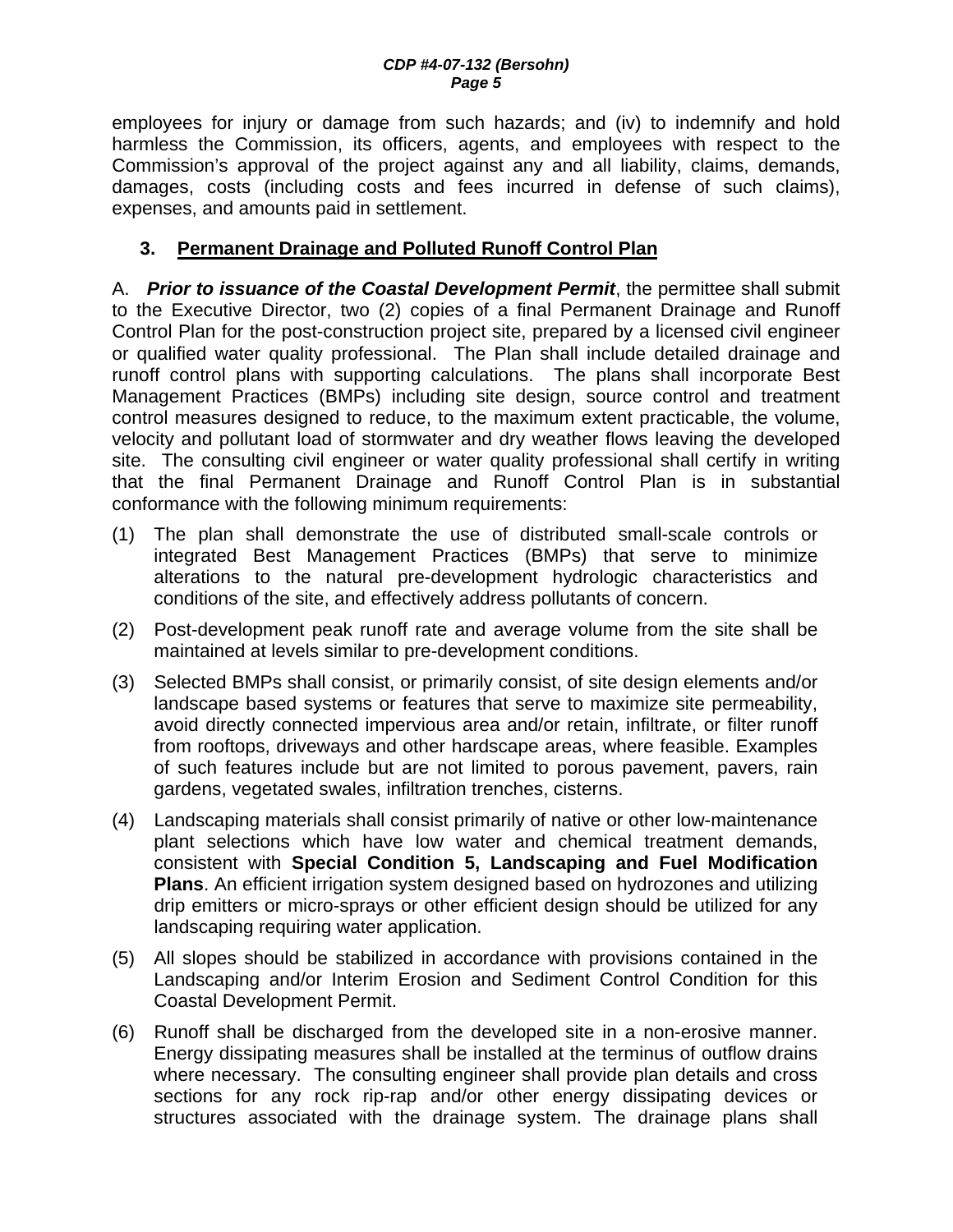employees for injury or damage from such hazards; and (iv) to indemnify and hold harmless the Commission, its officers, agents, and employees with respect to the Commission's approval of the project against any and all liability, claims, demands, damages, costs (including costs and fees incurred in defense of such claims), expenses, and amounts paid in settlement.

### 3. Permanent Drainage and Polluted Runoff Control Plan

A. ***Prior to issuance of the Coastal Development Permit***, the permittee shall submit to the Executive Director, two (2) copies of a final Permanent Drainage and Runoff Control Plan for the post-construction project site, prepared by a licensed civil engineer or qualified water quality professional. The Plan shall include detailed drainage and runoff control plans with supporting calculations. The plans shall incorporate Best Management Practices (BMPs) including site design, source control and treatment control measures designed to reduce, to the maximum extent practicable, the volume, velocity and pollutant load of stormwater and dry weather flows leaving the developed site. The consulting civil engineer or water quality professional shall certify in writing that the final Permanent Drainage and Runoff Control Plan is in substantial conformance with the following minimum requirements:

(1) The plan shall demonstrate the use of distributed small-scale controls or integrated Best Management Practices (BMPs) that serve to minimize alterations to the natural pre-development hydrologic characteristics and conditions of the site, and effectively address pollutants of concern.

(2) Post-development peak runoff rate and average volume from the site shall be maintained at levels similar to pre-development conditions.

(3) Selected BMPs shall consist, or primarily consist, of site design elements and/or landscape based systems or features that serve to maximize site permeability, avoid directly connected impervious area and/or retain, infiltrate, or filter runoff from rooftops, driveways and other hardscape areas, where feasible. Examples of such features include but are not limited to porous pavement, pavers, rain gardens, vegetated swales, infiltration trenches, cisterns.

(4) Landscaping materials shall consist primarily of native or other low-maintenance plant selections which have low water and chemical treatment demands, consistent with **Special Condition 5, Landscaping and Fuel Modification Plans**. An efficient irrigation system designed based on hydrozones and utilizing drip emitters or micro-sprays or other efficient design should be utilized for any landscaping requiring water application.

(5) All slopes should be stabilized in accordance with provisions contained in the Landscaping and/or Interim Erosion and Sediment Control Condition for this Coastal Development Permit.

(6) Runoff shall be discharged from the developed site in a non-erosive manner. Energy dissipating measures shall be installed at the terminus of outflow drains where necessary. The consulting engineer shall provide plan details and cross sections for any rock rip-rap and/or other energy dissipating devices or structures associated with the drainage system. The drainage plans shall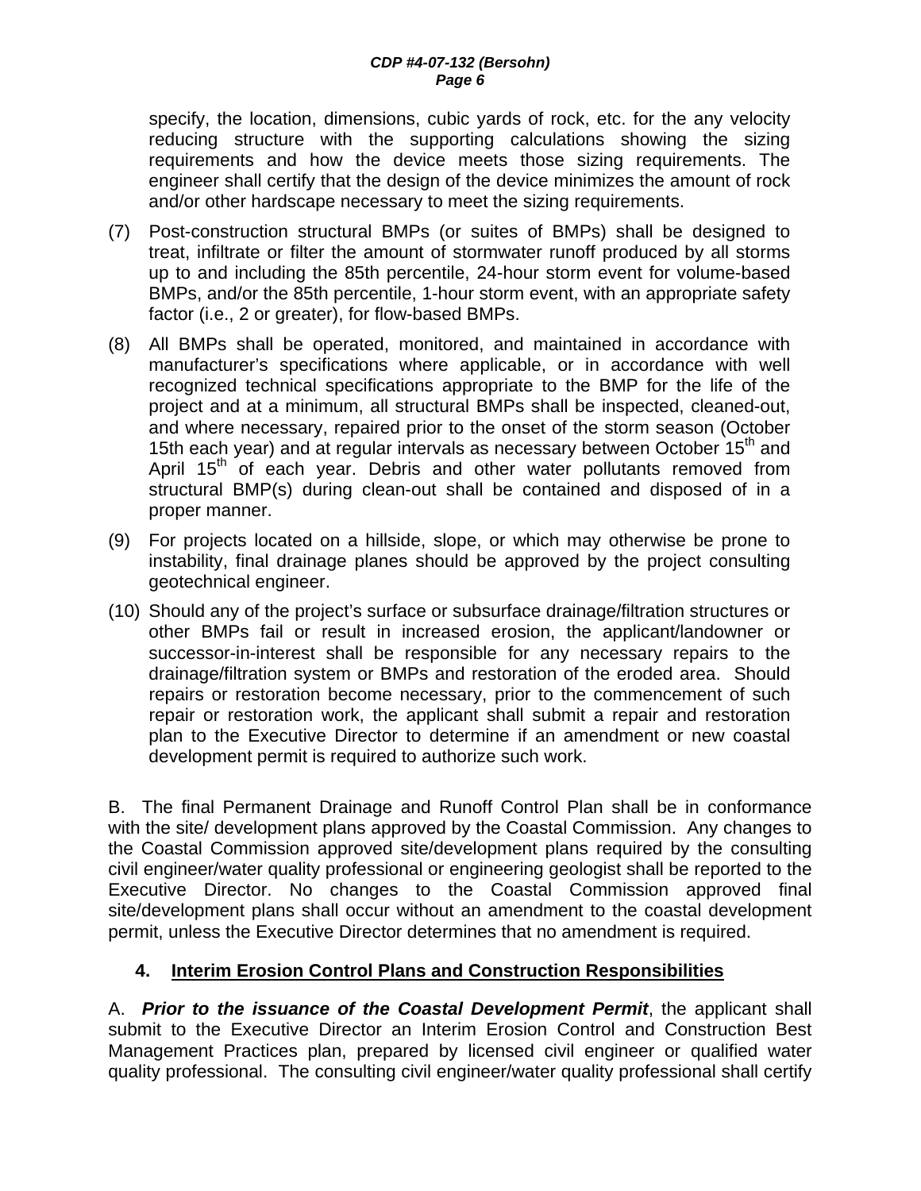specify, the location, dimensions, cubic yards of rock, etc. for the any velocity reducing structure with the supporting calculations showing the sizing requirements and how the device meets those sizing requirements. The engineer shall certify that the design of the device minimizes the amount of rock and/or other hardscape necessary to meet the sizing requirements.

(7) Post-construction structural BMPs (or suites of BMPs) shall be designed to treat, infiltrate or filter the amount of stormwater runoff produced by all storms up to and including the 85th percentile, 24-hour storm event for volume-based BMPs, and/or the 85th percentile, 1-hour storm event, with an appropriate safety factor (i.e., 2 or greater), for flow-based BMPs.

(8) All BMPs shall be operated, monitored, and maintained in accordance with manufacturer's specifications where applicable, or in accordance with well recognized technical specifications appropriate to the BMP for the life of the project and at a minimum, all structural BMPs shall be inspected, cleaned-out, and where necessary, repaired prior to the onset of the storm season (October 15th each year) and at regular intervals as necessary between October 15th and April 15th of each year. Debris and other water pollutants removed from structural BMP(s) during clean-out shall be contained and disposed of in a proper manner.

(9) For projects located on a hillside, slope, or which may otherwise be prone to instability, final drainage planes should be approved by the project consulting geotechnical engineer.

(10) Should any of the project's surface or subsurface drainage/filtration structures or other BMPs fail or result in increased erosion, the applicant/landowner or successor-in-interest shall be responsible for any necessary repairs to the drainage/filtration system or BMPs and restoration of the eroded area. Should repairs or restoration become necessary, prior to the commencement of such repair or restoration work, the applicant shall submit a repair and restoration plan to the Executive Director to determine if an amendment or new coastal development permit is required to authorize such work.

B. The final Permanent Drainage and Runoff Control Plan shall be in conformance with the site/ development plans approved by the Coastal Commission. Any changes to the Coastal Commission approved site/development plans required by the consulting civil engineer/water quality professional or engineering geologist shall be reported to the Executive Director. No changes to the Coastal Commission approved final site/development plans shall occur without an amendment to the coastal development permit, unless the Executive Director determines that no amendment is required.

### 4. Interim Erosion Control Plans and Construction Responsibilities

A. ***Prior to the issuance of the Coastal Development Permit***, the applicant shall submit to the Executive Director an Interim Erosion Control and Construction Best Management Practices plan, prepared by licensed civil engineer or qualified water quality professional. The consulting civil engineer/water quality professional shall certify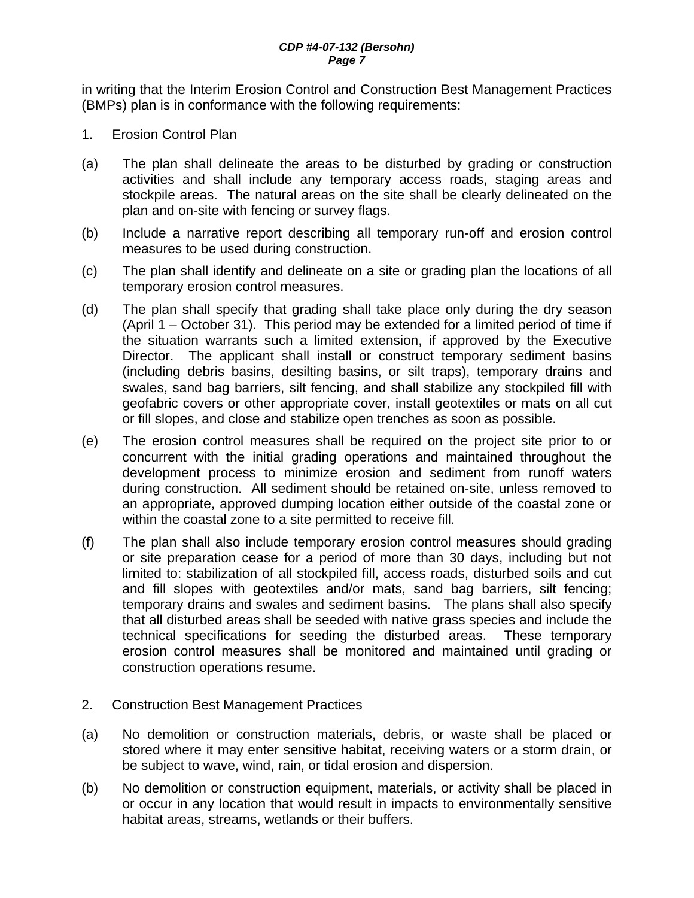in writing that the Interim Erosion Control and Construction Best Management Practices (BMPs) plan is in conformance with the following requirements:

1. Erosion Control Plan

(a) The plan shall delineate the areas to be disturbed by grading or construction activities and shall include any temporary access roads, staging areas and stockpile areas. The natural areas on the site shall be clearly delineated on the plan and on-site with fencing or survey flags.

(b) Include a narrative report describing all temporary run-off and erosion control measures to be used during construction.

(c) The plan shall identify and delineate on a site or grading plan the locations of all temporary erosion control measures.

(d) The plan shall specify that grading shall take place only during the dry season (April 1 – October 31). This period may be extended for a limited period of time if the situation warrants such a limited extension, if approved by the Executive Director. The applicant shall install or construct temporary sediment basins (including debris basins, desilting basins, or silt traps), temporary drains and swales, sand bag barriers, silt fencing, and shall stabilize any stockpiled fill with geofabric covers or other appropriate cover, install geotextiles or mats on all cut or fill slopes, and close and stabilize open trenches as soon as possible.

(e) The erosion control measures shall be required on the project site prior to or concurrent with the initial grading operations and maintained throughout the development process to minimize erosion and sediment from runoff waters during construction. All sediment should be retained on-site, unless removed to an appropriate, approved dumping location either outside of the coastal zone or within the coastal zone to a site permitted to receive fill.

(f) The plan shall also include temporary erosion control measures should grading or site preparation cease for a period of more than 30 days, including but not limited to: stabilization of all stockpiled fill, access roads, disturbed soils and cut and fill slopes with geotextiles and/or mats, sand bag barriers, silt fencing; temporary drains and swales and sediment basins. The plans shall also specify that all disturbed areas shall be seeded with native grass species and include the technical specifications for seeding the disturbed areas. These temporary erosion control measures shall be monitored and maintained until grading or construction operations resume.

2. Construction Best Management Practices

(a) No demolition or construction materials, debris, or waste shall be placed or stored where it may enter sensitive habitat, receiving waters or a storm drain, or be subject to wave, wind, rain, or tidal erosion and dispersion.

(b) No demolition or construction equipment, materials, or activity shall be placed in or occur in any location that would result in impacts to environmentally sensitive habitat areas, streams, wetlands or their buffers.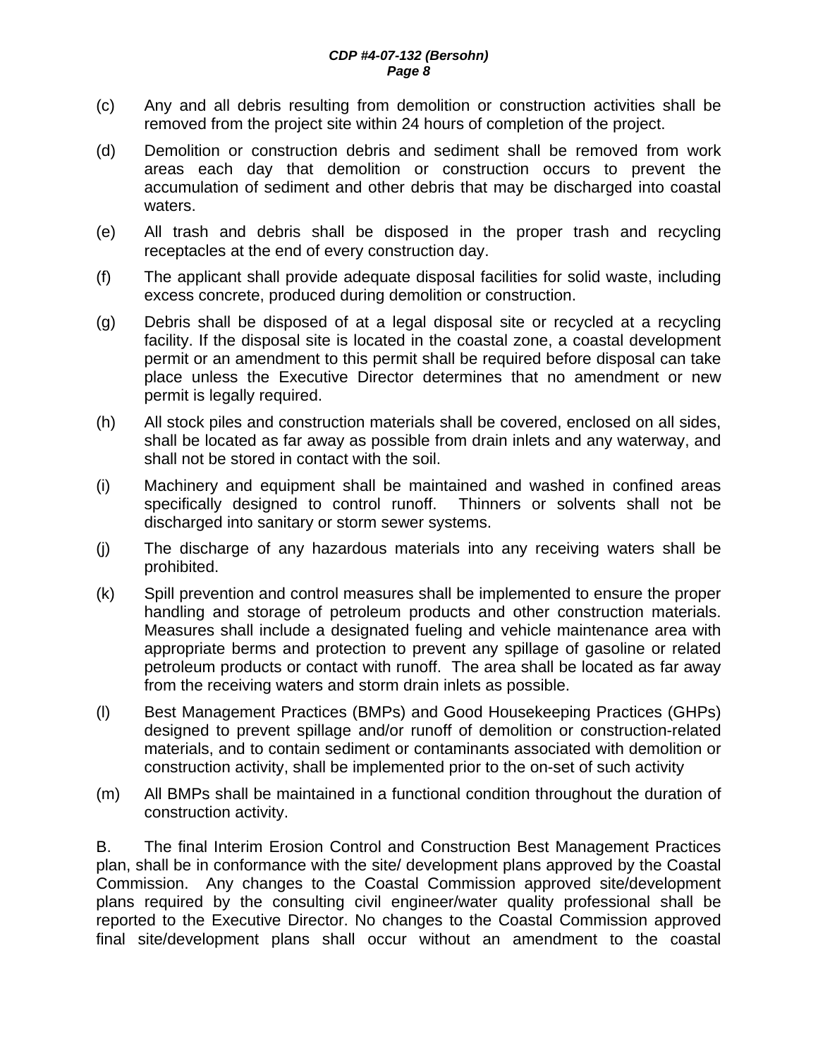(c) Any and all debris resulting from demolition or construction activities shall be removed from the project site within 24 hours of completion of the project.

(d) Demolition or construction debris and sediment shall be removed from work areas each day that demolition or construction occurs to prevent the accumulation of sediment and other debris that may be discharged into coastal waters.

(e) All trash and debris shall be disposed in the proper trash and recycling receptacles at the end of every construction day.

(f) The applicant shall provide adequate disposal facilities for solid waste, including excess concrete, produced during demolition or construction.

(g) Debris shall be disposed of at a legal disposal site or recycled at a recycling facility. If the disposal site is located in the coastal zone, a coastal development permit or an amendment to this permit shall be required before disposal can take place unless the Executive Director determines that no amendment or new permit is legally required.

(h) All stock piles and construction materials shall be covered, enclosed on all sides, shall be located as far away as possible from drain inlets and any waterway, and shall not be stored in contact with the soil.

(i) Machinery and equipment shall be maintained and washed in confined areas specifically designed to control runoff. Thinners or solvents shall not be discharged into sanitary or storm sewer systems.

(j) The discharge of any hazardous materials into any receiving waters shall be prohibited.

(k) Spill prevention and control measures shall be implemented to ensure the proper handling and storage of petroleum products and other construction materials. Measures shall include a designated fueling and vehicle maintenance area with appropriate berms and protection to prevent any spillage of gasoline or related petroleum products or contact with runoff. The area shall be located as far away from the receiving waters and storm drain inlets as possible.

(l) Best Management Practices (BMPs) and Good Housekeeping Practices (GHPs) designed to prevent spillage and/or runoff of demolition or construction-related materials, and to contain sediment or contaminants associated with demolition or construction activity, shall be implemented prior to the on-set of such activity

(m) All BMPs shall be maintained in a functional condition throughout the duration of construction activity.

B. The final Interim Erosion Control and Construction Best Management Practices plan, shall be in conformance with the site/ development plans approved by the Coastal Commission. Any changes to the Coastal Commission approved site/development plans required by the consulting civil engineer/water quality professional shall be reported to the Executive Director. No changes to the Coastal Commission approved final site/development plans shall occur without an amendment to the coastal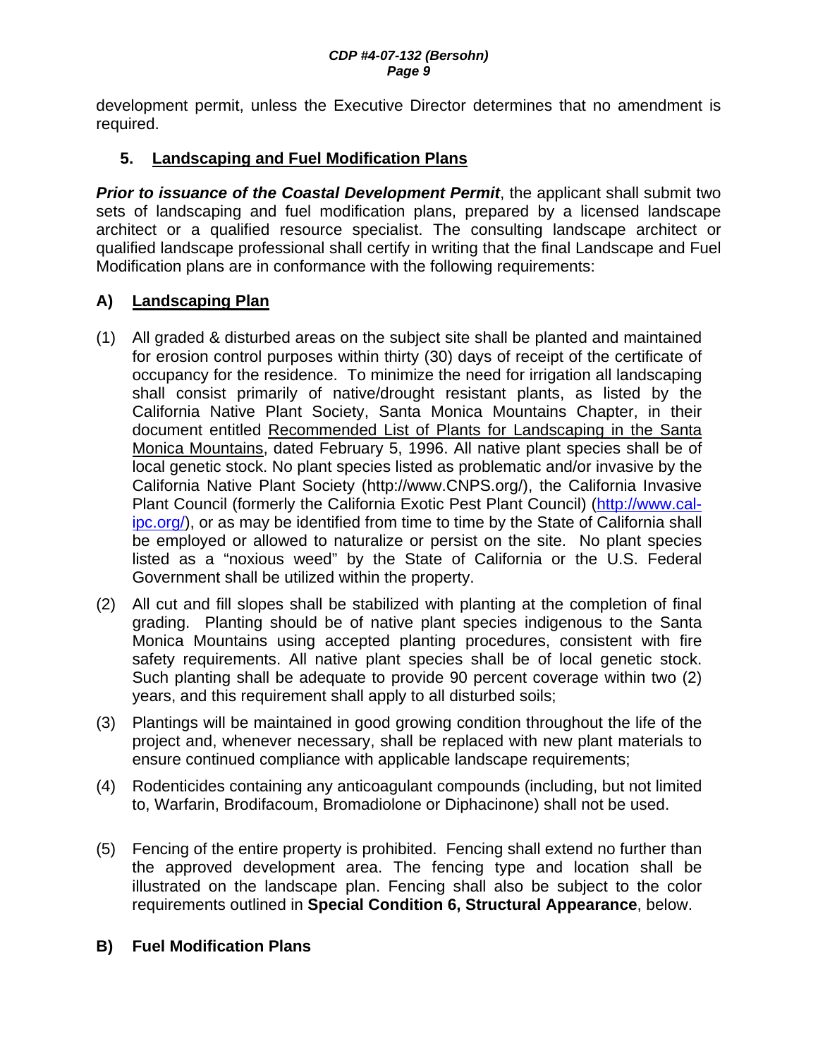development permit, unless the Executive Director determines that no amendment is required.

### 5. <u>Landscaping and Fuel Modification Plans</u>

***Prior to issuance of the Coastal Development Permit***, the applicant shall submit two sets of landscaping and fuel modification plans, prepared by a licensed landscape architect or a qualified resource specialist. The consulting landscape architect or qualified landscape professional shall certify in writing that the final Landscape and Fuel Modification plans are in conformance with the following requirements:

#### A) <u>Landscaping Plan</u>

(1) All graded & disturbed areas on the subject site shall be planted and maintained for erosion control purposes within thirty (30) days of receipt of the certificate of occupancy for the residence. To minimize the need for irrigation all landscaping shall consist primarily of native/drought resistant plants, as listed by the California Native Plant Society, Santa Monica Mountains Chapter, in their document entitled <u>Recommended List of Plants for Landscaping in the Santa Monica Mountains</u>, dated February 5, 1996. All native plant species shall be of local genetic stock. No plant species listed as problematic and/or invasive by the California Native Plant Society (http://www.CNPS.org/), the California Invasive Plant Council (formerly the California Exotic Pest Plant Council) (http://www.cal-ipc.org/), or as may be identified from time to time by the State of California shall be employed or allowed to naturalize or persist on the site. No plant species listed as a "noxious weed" by the State of California or the U.S. Federal Government shall be utilized within the property.

(2) All cut and fill slopes shall be stabilized with planting at the completion of final grading. Planting should be of native plant species indigenous to the Santa Monica Mountains using accepted planting procedures, consistent with fire safety requirements. All native plant species shall be of local genetic stock. Such planting shall be adequate to provide 90 percent coverage within two (2) years, and this requirement shall apply to all disturbed soils;

(3) Plantings will be maintained in good growing condition throughout the life of the project and, whenever necessary, shall be replaced with new plant materials to ensure continued compliance with applicable landscape requirements;

(4) Rodenticides containing any anticoagulant compounds (including, but not limited to, Warfarin, Brodifacoum, Bromadiolone or Diphacinone) shall not be used.

(5) Fencing of the entire property is prohibited. Fencing shall extend no further than the approved development area. The fencing type and location shall be illustrated on the landscape plan. Fencing shall also be subject to the color requirements outlined in **Special Condition 6, Structural Appearance**, below.

#### B) Fuel Modification Plans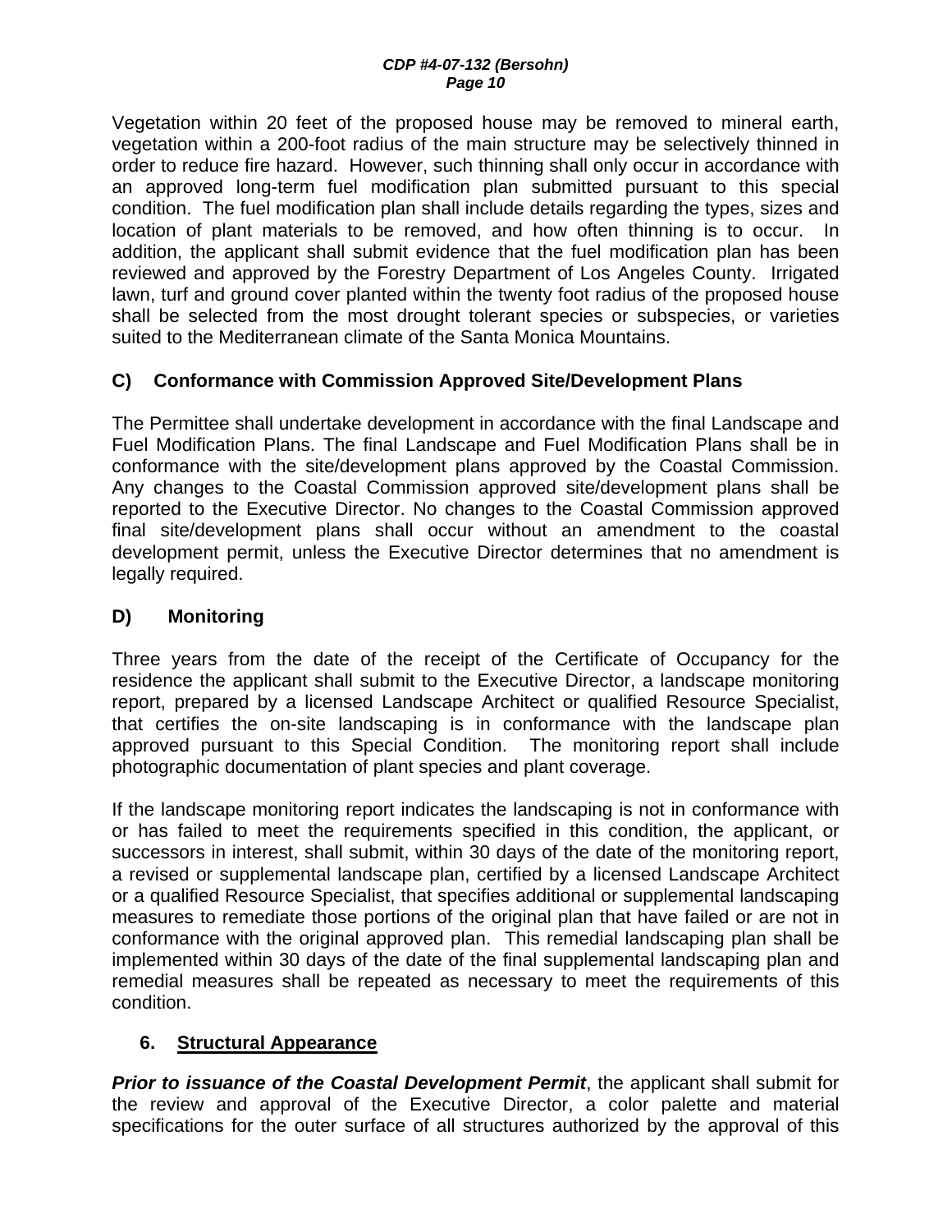Vegetation within 20 feet of the proposed house may be removed to mineral earth, vegetation within a 200-foot radius of the main structure may be selectively thinned in order to reduce fire hazard. However, such thinning shall only occur in accordance with an approved long-term fuel modification plan submitted pursuant to this special condition. The fuel modification plan shall include details regarding the types, sizes and location of plant materials to be removed, and how often thinning is to occur. In addition, the applicant shall submit evidence that the fuel modification plan has been reviewed and approved by the Forestry Department of Los Angeles County. Irrigated lawn, turf and ground cover planted within the twenty foot radius of the proposed house shall be selected from the most drought tolerant species or subspecies, or varieties suited to the Mediterranean climate of the Santa Monica Mountains.

**C) Conformance with Commission Approved Site/Development Plans**

The Permittee shall undertake development in accordance with the final Landscape and Fuel Modification Plans. The final Landscape and Fuel Modification Plans shall be in conformance with the site/development plans approved by the Coastal Commission. Any changes to the Coastal Commission approved site/development plans shall be reported to the Executive Director. No changes to the Coastal Commission approved final site/development plans shall occur without an amendment to the coastal development permit, unless the Executive Director determines that no amendment is legally required.

**D) Monitoring**

Three years from the date of the receipt of the Certificate of Occupancy for the residence the applicant shall submit to the Executive Director, a landscape monitoring report, prepared by a licensed Landscape Architect or qualified Resource Specialist, that certifies the on-site landscaping is in conformance with the landscape plan approved pursuant to this Special Condition. The monitoring report shall include photographic documentation of plant species and plant coverage.

If the landscape monitoring report indicates the landscaping is not in conformance with or has failed to meet the requirements specified in this condition, the applicant, or successors in interest, shall submit, within 30 days of the date of the monitoring report, a revised or supplemental landscape plan, certified by a licensed Landscape Architect or a qualified Resource Specialist, that specifies additional or supplemental landscaping measures to remediate those portions of the original plan that have failed or are not in conformance with the original approved plan. This remedial landscaping plan shall be implemented within 30 days of the date of the final supplemental landscaping plan and remedial measures shall be repeated as necessary to meet the requirements of this condition.

**6. <u>Structural Appearance</u>**

***Prior to issuance of the Coastal Development Permit***, the applicant shall submit for the review and approval of the Executive Director, a color palette and material specifications for the outer surface of all structures authorized by the approval of this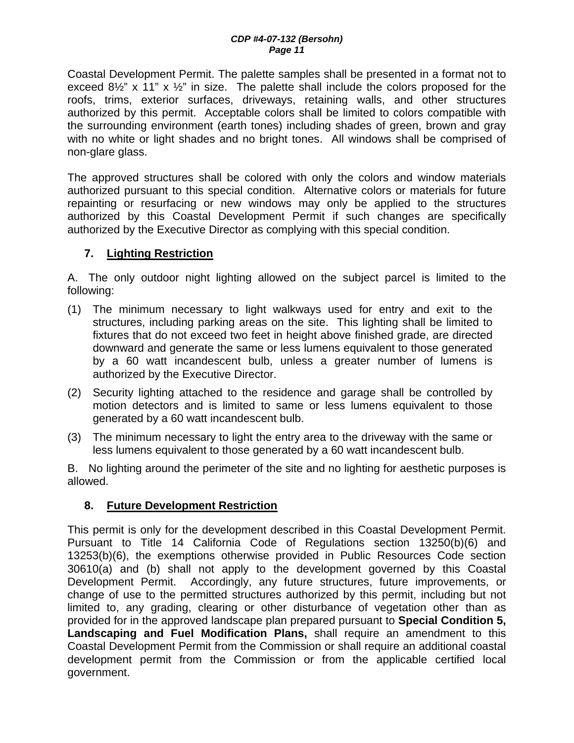Coastal Development Permit. The palette samples shall be presented in a format not to exceed 8½" x 11" x ½" in size. The palette shall include the colors proposed for the roofs, trims, exterior surfaces, driveways, retaining walls, and other structures authorized by this permit. Acceptable colors shall be limited to colors compatible with the surrounding environment (earth tones) including shades of green, brown and gray with no white or light shades and no bright tones. All windows shall be comprised of non-glare glass.

The approved structures shall be colored with only the colors and window materials authorized pursuant to this special condition. Alternative colors or materials for future repainting or resurfacing or new windows may only be applied to the structures authorized by this Coastal Development Permit if such changes are specifically authorized by the Executive Director as complying with this special condition.

### 7. Lighting Restriction

A. The only outdoor night lighting allowed on the subject parcel is limited to the following:

(1) The minimum necessary to light walkways used for entry and exit to the structures, including parking areas on the site. This lighting shall be limited to fixtures that do not exceed two feet in height above finished grade, are directed downward and generate the same or less lumens equivalent to those generated by a 60 watt incandescent bulb, unless a greater number of lumens is authorized by the Executive Director.

(2) Security lighting attached to the residence and garage shall be controlled by motion detectors and is limited to same or less lumens equivalent to those generated by a 60 watt incandescent bulb.

(3) The minimum necessary to light the entry area to the driveway with the same or less lumens equivalent to those generated by a 60 watt incandescent bulb.

B. No lighting around the perimeter of the site and no lighting for aesthetic purposes is allowed.

### 8. Future Development Restriction

This permit is only for the development described in this Coastal Development Permit. Pursuant to Title 14 California Code of Regulations section 13250(b)(6) and 13253(b)(6), the exemptions otherwise provided in Public Resources Code section 30610(a) and (b) shall not apply to the development governed by this Coastal Development Permit. Accordingly, any future structures, future improvements, or change of use to the permitted structures authorized by this permit, including but not limited to, any grading, clearing or other disturbance of vegetation other than as provided for in the approved landscape plan prepared pursuant to **Special Condition 5, Landscaping and Fuel Modification Plans,** shall require an amendment to this Coastal Development Permit from the Commission or shall require an additional coastal development permit from the Commission or from the applicable certified local government.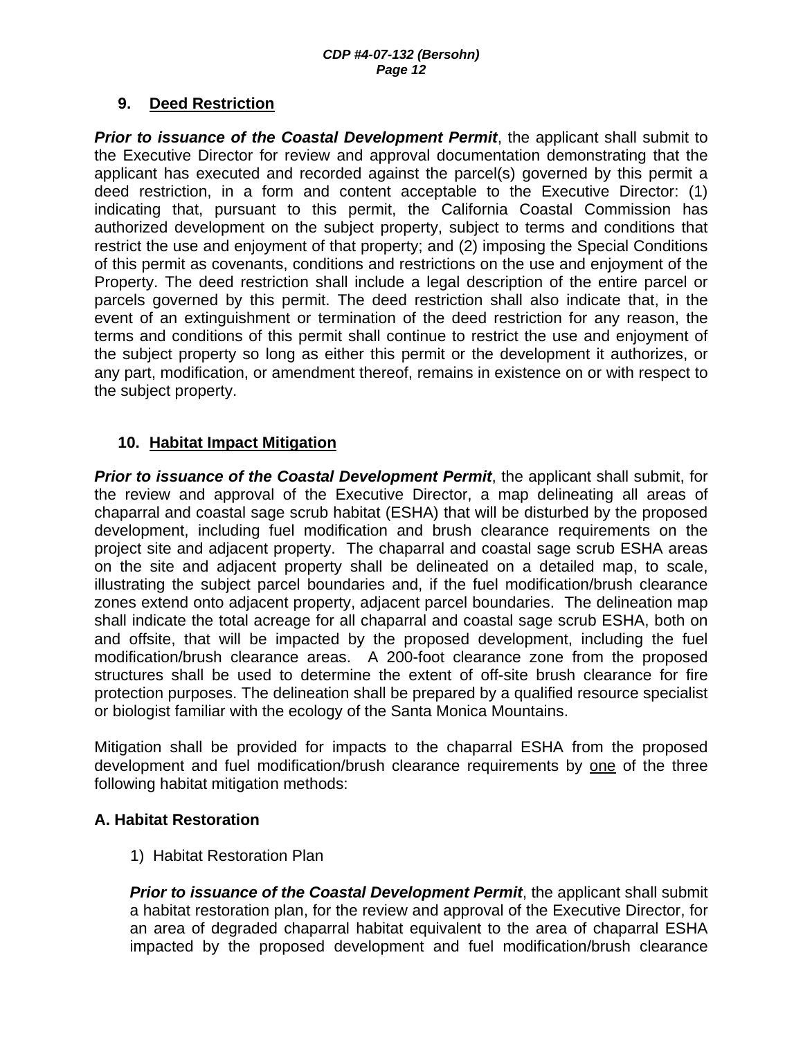## 9. Deed Restriction

***Prior to issuance of the Coastal Development Permit***, the applicant shall submit to the Executive Director for review and approval documentation demonstrating that the applicant has executed and recorded against the parcel(s) governed by this permit a deed restriction, in a form and content acceptable to the Executive Director: (1) indicating that, pursuant to this permit, the California Coastal Commission has authorized development on the subject property, subject to terms and conditions that restrict the use and enjoyment of that property; and (2) imposing the Special Conditions of this permit as covenants, conditions and restrictions on the use and enjoyment of the Property. The deed restriction shall include a legal description of the entire parcel or parcels governed by this permit. The deed restriction shall also indicate that, in the event of an extinguishment or termination of the deed restriction for any reason, the terms and conditions of this permit shall continue to restrict the use and enjoyment of the subject property so long as either this permit or the development it authorizes, or any part, modification, or amendment thereof, remains in existence on or with respect to the subject property.

## 10. Habitat Impact Mitigation

***Prior to issuance of the Coastal Development Permit***, the applicant shall submit, for the review and approval of the Executive Director, a map delineating all areas of chaparral and coastal sage scrub habitat (ESHA) that will be disturbed by the proposed development, including fuel modification and brush clearance requirements on the project site and adjacent property. The chaparral and coastal sage scrub ESHA areas on the site and adjacent property shall be delineated on a detailed map, to scale, illustrating the subject parcel boundaries and, if the fuel modification/brush clearance zones extend onto adjacent property, adjacent parcel boundaries. The delineation map shall indicate the total acreage for all chaparral and coastal sage scrub ESHA, both on and offsite, that will be impacted by the proposed development, including the fuel modification/brush clearance areas. A 200-foot clearance zone from the proposed structures shall be used to determine the extent of off-site brush clearance for fire protection purposes. The delineation shall be prepared by a qualified resource specialist or biologist familiar with the ecology of the Santa Monica Mountains.

Mitigation shall be provided for impacts to the chaparral ESHA from the proposed development and fuel modification/brush clearance requirements by one of the three following habitat mitigation methods:

### A. Habitat Restoration

1) Habitat Restoration Plan

***Prior to issuance of the Coastal Development Permit***, the applicant shall submit a habitat restoration plan, for the review and approval of the Executive Director, for an area of degraded chaparral habitat equivalent to the area of chaparral ESHA impacted by the proposed development and fuel modification/brush clearance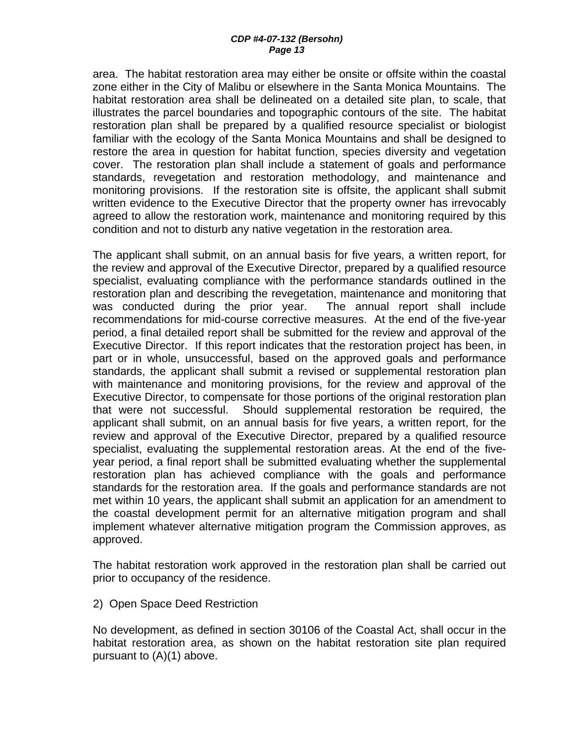area. The habitat restoration area may either be onsite or offsite within the coastal zone either in the City of Malibu or elsewhere in the Santa Monica Mountains. The habitat restoration area shall be delineated on a detailed site plan, to scale, that illustrates the parcel boundaries and topographic contours of the site. The habitat restoration plan shall be prepared by a qualified resource specialist or biologist familiar with the ecology of the Santa Monica Mountains and shall be designed to restore the area in question for habitat function, species diversity and vegetation cover. The restoration plan shall include a statement of goals and performance standards, revegetation and restoration methodology, and maintenance and monitoring provisions. If the restoration site is offsite, the applicant shall submit written evidence to the Executive Director that the property owner has irrevocably agreed to allow the restoration work, maintenance and monitoring required by this condition and not to disturb any native vegetation in the restoration area.

The applicant shall submit, on an annual basis for five years, a written report, for the review and approval of the Executive Director, prepared by a qualified resource specialist, evaluating compliance with the performance standards outlined in the restoration plan and describing the revegetation, maintenance and monitoring that was conducted during the prior year. The annual report shall include recommendations for mid-course corrective measures. At the end of the five-year period, a final detailed report shall be submitted for the review and approval of the Executive Director. If this report indicates that the restoration project has been, in part or in whole, unsuccessful, based on the approved goals and performance standards, the applicant shall submit a revised or supplemental restoration plan with maintenance and monitoring provisions, for the review and approval of the Executive Director, to compensate for those portions of the original restoration plan that were not successful. Should supplemental restoration be required, the applicant shall submit, on an annual basis for five years, a written report, for the review and approval of the Executive Director, prepared by a qualified resource specialist, evaluating the supplemental restoration areas. At the end of the five-year period, a final report shall be submitted evaluating whether the supplemental restoration plan has achieved compliance with the goals and performance standards for the restoration area. If the goals and performance standards are not met within 10 years, the applicant shall submit an application for an amendment to the coastal development permit for an alternative mitigation program and shall implement whatever alternative mitigation program the Commission approves, as approved.

The habitat restoration work approved in the restoration plan shall be carried out prior to occupancy of the residence.

2) Open Space Deed Restriction

No development, as defined in section 30106 of the Coastal Act, shall occur in the habitat restoration area, as shown on the habitat restoration site plan required pursuant to (A)(1) above.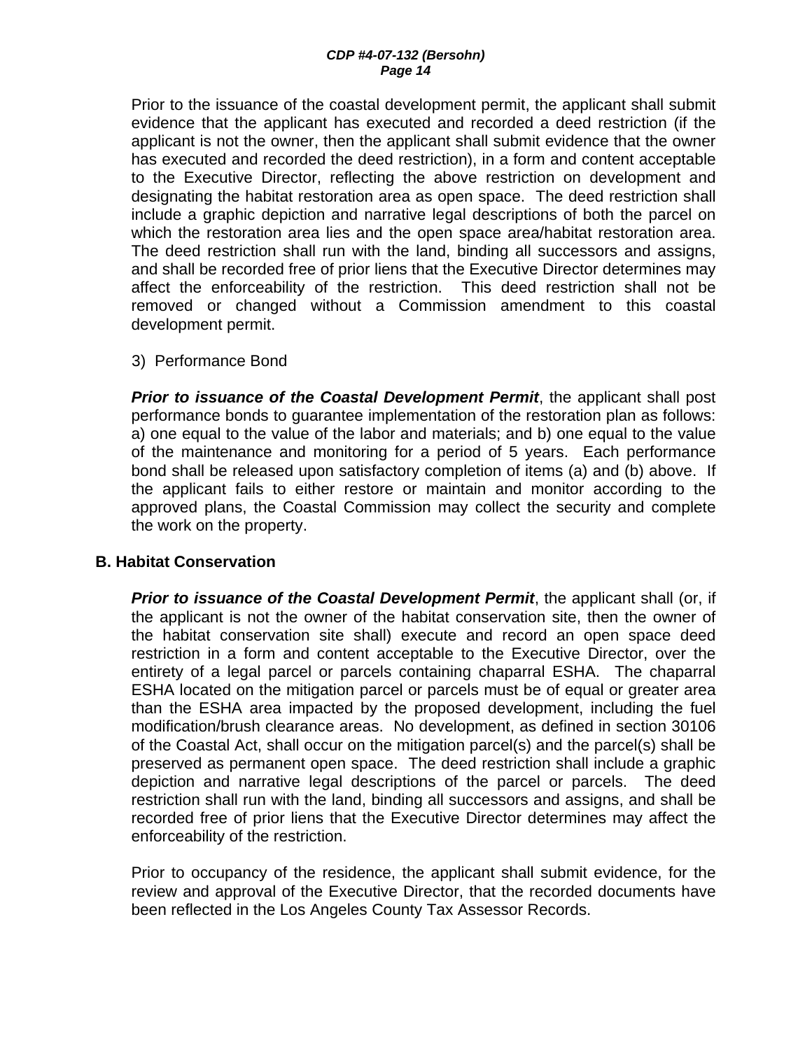Prior to the issuance of the coastal development permit, the applicant shall submit evidence that the applicant has executed and recorded a deed restriction (if the applicant is not the owner, then the applicant shall submit evidence that the owner has executed and recorded the deed restriction), in a form and content acceptable to the Executive Director, reflecting the above restriction on development and designating the habitat restoration area as open space. The deed restriction shall include a graphic depiction and narrative legal descriptions of both the parcel on which the restoration area lies and the open space area/habitat restoration area. The deed restriction shall run with the land, binding all successors and assigns, and shall be recorded free of prior liens that the Executive Director determines may affect the enforceability of the restriction. This deed restriction shall not be removed or changed without a Commission amendment to this coastal development permit.

3) Performance Bond

***Prior to issuance of the Coastal Development Permit***, the applicant shall post performance bonds to guarantee implementation of the restoration plan as follows: a) one equal to the value of the labor and materials; and b) one equal to the value of the maintenance and monitoring for a period of 5 years. Each performance bond shall be released upon satisfactory completion of items (a) and (b) above. If the applicant fails to either restore or maintain and monitor according to the approved plans, the Coastal Commission may collect the security and complete the work on the property.

**B. Habitat Conservation**

***Prior to issuance of the Coastal Development Permit***, the applicant shall (or, if the applicant is not the owner of the habitat conservation site, then the owner of the habitat conservation site shall) execute and record an open space deed restriction in a form and content acceptable to the Executive Director, over the entirety of a legal parcel or parcels containing chaparral ESHA. The chaparral ESHA located on the mitigation parcel or parcels must be of equal or greater area than the ESHA area impacted by the proposed development, including the fuel modification/brush clearance areas. No development, as defined in section 30106 of the Coastal Act, shall occur on the mitigation parcel(s) and the parcel(s) shall be preserved as permanent open space. The deed restriction shall include a graphic depiction and narrative legal descriptions of the parcel or parcels. The deed restriction shall run with the land, binding all successors and assigns, and shall be recorded free of prior liens that the Executive Director determines may affect the enforceability of the restriction.

Prior to occupancy of the residence, the applicant shall submit evidence, for the review and approval of the Executive Director, that the recorded documents have been reflected in the Los Angeles County Tax Assessor Records.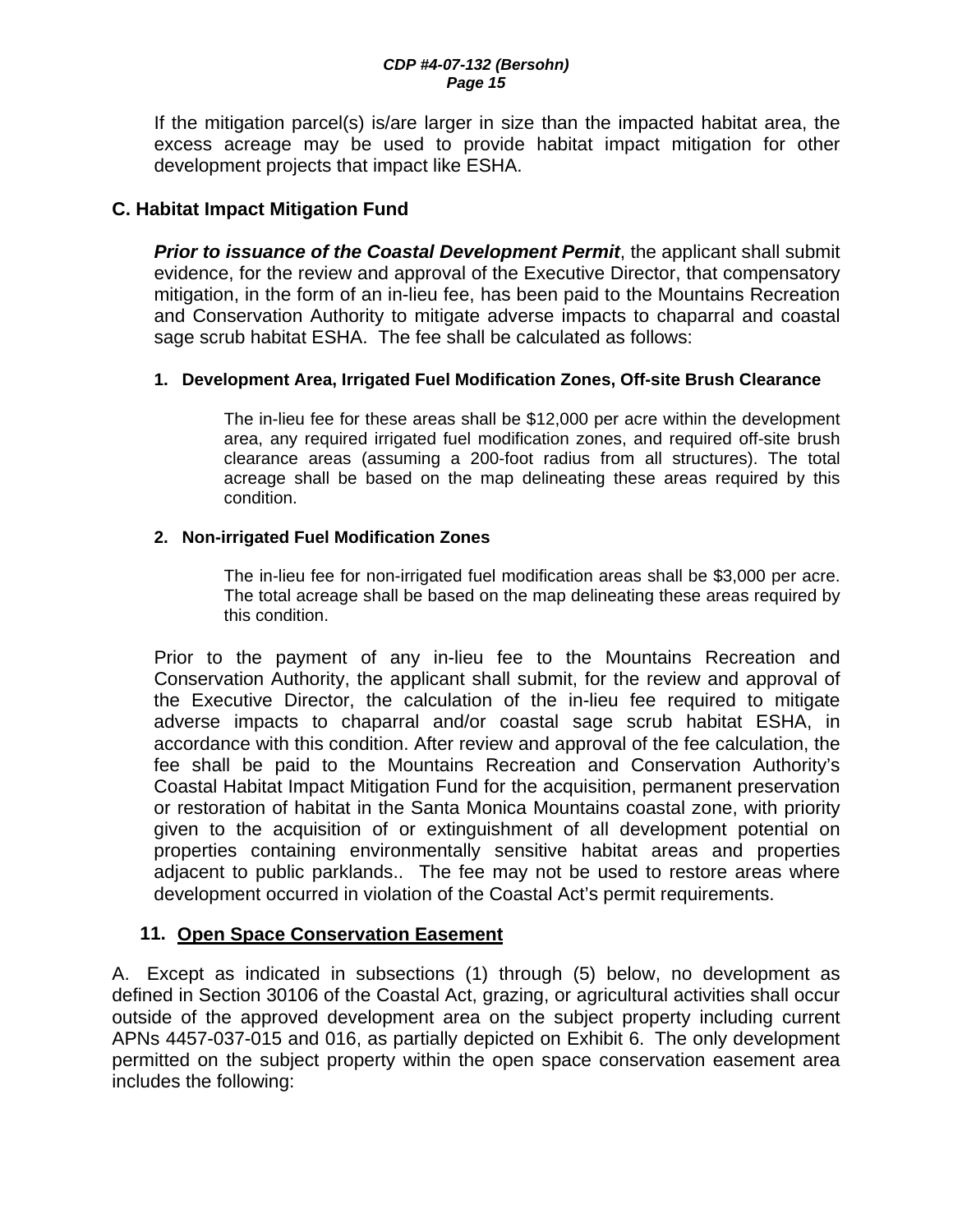If the mitigation parcel(s) is/are larger in size than the impacted habitat area, the excess acreage may be used to provide habitat impact mitigation for other development projects that impact like ESHA.

### C. Habitat Impact Mitigation Fund

***Prior to issuance of the Coastal Development Permit***, the applicant shall submit evidence, for the review and approval of the Executive Director, that compensatory mitigation, in the form of an in-lieu fee, has been paid to the Mountains Recreation and Conservation Authority to mitigate adverse impacts to chaparral and coastal sage scrub habitat ESHA. The fee shall be calculated as follows:

**1. Development Area, Irrigated Fuel Modification Zones, Off-site Brush Clearance**

The in-lieu fee for these areas shall be $12,000 per acre within the development area, any required irrigated fuel modification zones, and required off-site brush clearance areas (assuming a 200-foot radius from all structures). The total acreage shall be based on the map delineating these areas required by this condition.

**2. Non-irrigated Fuel Modification Zones**

The in-lieu fee for non-irrigated fuel modification areas shall be $3,000 per acre. The total acreage shall be based on the map delineating these areas required by this condition.

Prior to the payment of any in-lieu fee to the Mountains Recreation and Conservation Authority, the applicant shall submit, for the review and approval of the Executive Director, the calculation of the in-lieu fee required to mitigate adverse impacts to chaparral and/or coastal sage scrub habitat ESHA, in accordance with this condition. After review and approval of the fee calculation, the fee shall be paid to the Mountains Recreation and Conservation Authority's Coastal Habitat Impact Mitigation Fund for the acquisition, permanent preservation or restoration of habitat in the Santa Monica Mountains coastal zone, with priority given to the acquisition of or extinguishment of all development potential on properties containing environmentally sensitive habitat areas and properties adjacent to public parklands.. The fee may not be used to restore areas where development occurred in violation of the Coastal Act's permit requirements.

## 11. <u>Open Space Conservation Easement</u>

A. Except as indicated in subsections (1) through (5) below, no development as defined in Section 30106 of the Coastal Act, grazing, or agricultural activities shall occur outside of the approved development area on the subject property including current APNs 4457-037-015 and 016, as partially depicted on Exhibit 6. The only development permitted on the subject property within the open space conservation easement area includes the following: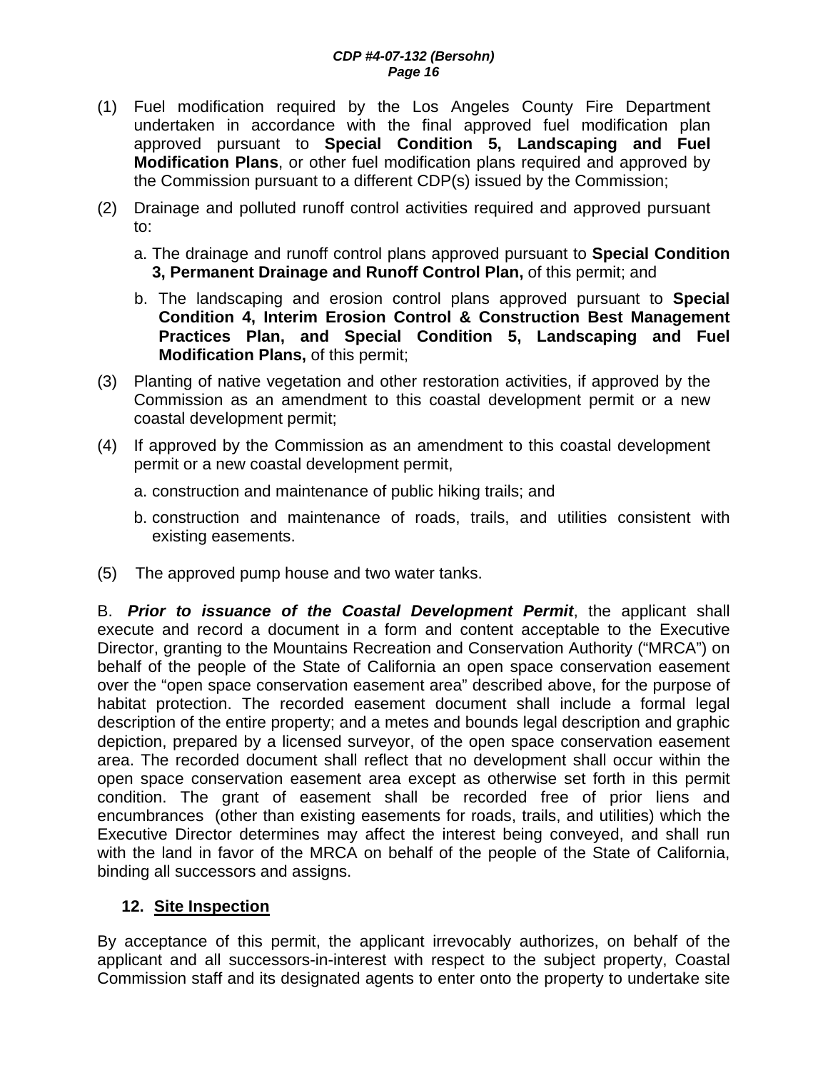(1) Fuel modification required by the Los Angeles County Fire Department undertaken in accordance with the final approved fuel modification plan approved pursuant to **Special Condition 5, Landscaping and Fuel Modification Plans**, or other fuel modification plans required and approved by the Commission pursuant to a different CDP(s) issued by the Commission;

(2) Drainage and polluted runoff control activities required and approved pursuant to:

   a. The drainage and runoff control plans approved pursuant to **Special Condition 3, Permanent Drainage and Runoff Control Plan,** of this permit; and

   b. The landscaping and erosion control plans approved pursuant to **Special Condition 4, Interim Erosion Control & Construction Best Management Practices Plan, and Special Condition 5, Landscaping and Fuel Modification Plans,** of this permit;

(3) Planting of native vegetation and other restoration activities, if approved by the Commission as an amendment to this coastal development permit or a new coastal development permit;

(4) If approved by the Commission as an amendment to this coastal development permit or a new coastal development permit,

   a. construction and maintenance of public hiking trails; and

   b. construction and maintenance of roads, trails, and utilities consistent with existing easements.

(5) The approved pump house and two water tanks.

B. ***Prior to issuance of the Coastal Development Permit***, the applicant shall execute and record a document in a form and content acceptable to the Executive Director, granting to the Mountains Recreation and Conservation Authority ("MRCA") on behalf of the people of the State of California an open space conservation easement over the "open space conservation easement area" described above, for the purpose of habitat protection. The recorded easement document shall include a formal legal description of the entire property; and a metes and bounds legal description and graphic depiction, prepared by a licensed surveyor, of the open space conservation easement area. The recorded document shall reflect that no development shall occur within the open space conservation easement area except as otherwise set forth in this permit condition. The grant of easement shall be recorded free of prior liens and encumbrances (other than existing easements for roads, trails, and utilities) which the Executive Director determines may affect the interest being conveyed, and shall run with the land in favor of the MRCA on behalf of the people of the State of California, binding all successors and assigns.

### 12. Site Inspection

By acceptance of this permit, the applicant irrevocably authorizes, on behalf of the applicant and all successors-in-interest with respect to the subject property, Coastal Commission staff and its designated agents to enter onto the property to undertake site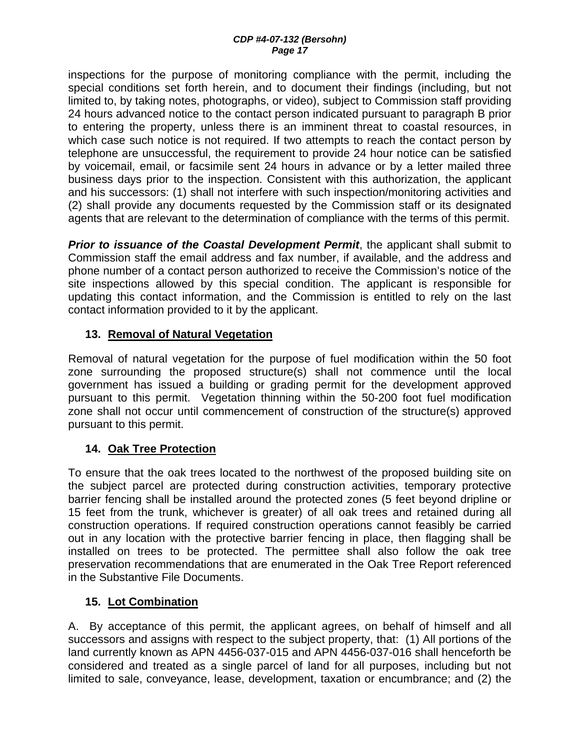inspections for the purpose of monitoring compliance with the permit, including the special conditions set forth herein, and to document their findings (including, but not limited to, by taking notes, photographs, or video), subject to Commission staff providing 24 hours advanced notice to the contact person indicated pursuant to paragraph B prior to entering the property, unless there is an imminent threat to coastal resources, in which case such notice is not required. If two attempts to reach the contact person by telephone are unsuccessful, the requirement to provide 24 hour notice can be satisfied by voicemail, email, or facsimile sent 24 hours in advance or by a letter mailed three business days prior to the inspection. Consistent with this authorization, the applicant and his successors: (1) shall not interfere with such inspection/monitoring activities and (2) shall provide any documents requested by the Commission staff or its designated agents that are relevant to the determination of compliance with the terms of this permit.

***Prior to issuance of the Coastal Development Permit***, the applicant shall submit to Commission staff the email address and fax number, if available, and the address and phone number of a contact person authorized to receive the Commission's notice of the site inspections allowed by this special condition. The applicant is responsible for updating this contact information, and the Commission is entitled to rely on the last contact information provided to it by the applicant.

### 13. Removal of Natural Vegetation

Removal of natural vegetation for the purpose of fuel modification within the 50 foot zone surrounding the proposed structure(s) shall not commence until the local government has issued a building or grading permit for the development approved pursuant to this permit. Vegetation thinning within the 50-200 foot fuel modification zone shall not occur until commencement of construction of the structure(s) approved pursuant to this permit.

### 14. Oak Tree Protection

To ensure that the oak trees located to the northwest of the proposed building site on the subject parcel are protected during construction activities, temporary protective barrier fencing shall be installed around the protected zones (5 feet beyond dripline or 15 feet from the trunk, whichever is greater) of all oak trees and retained during all construction operations. If required construction operations cannot feasibly be carried out in any location with the protective barrier fencing in place, then flagging shall be installed on trees to be protected. The permittee shall also follow the oak tree preservation recommendations that are enumerated in the Oak Tree Report referenced in the Substantive File Documents.

### 15. Lot Combination

A. By acceptance of this permit, the applicant agrees, on behalf of himself and all successors and assigns with respect to the subject property, that: (1) All portions of the land currently known as APN 4456-037-015 and APN 4456-037-016 shall henceforth be considered and treated as a single parcel of land for all purposes, including but not limited to sale, conveyance, lease, development, taxation or encumbrance; and (2) the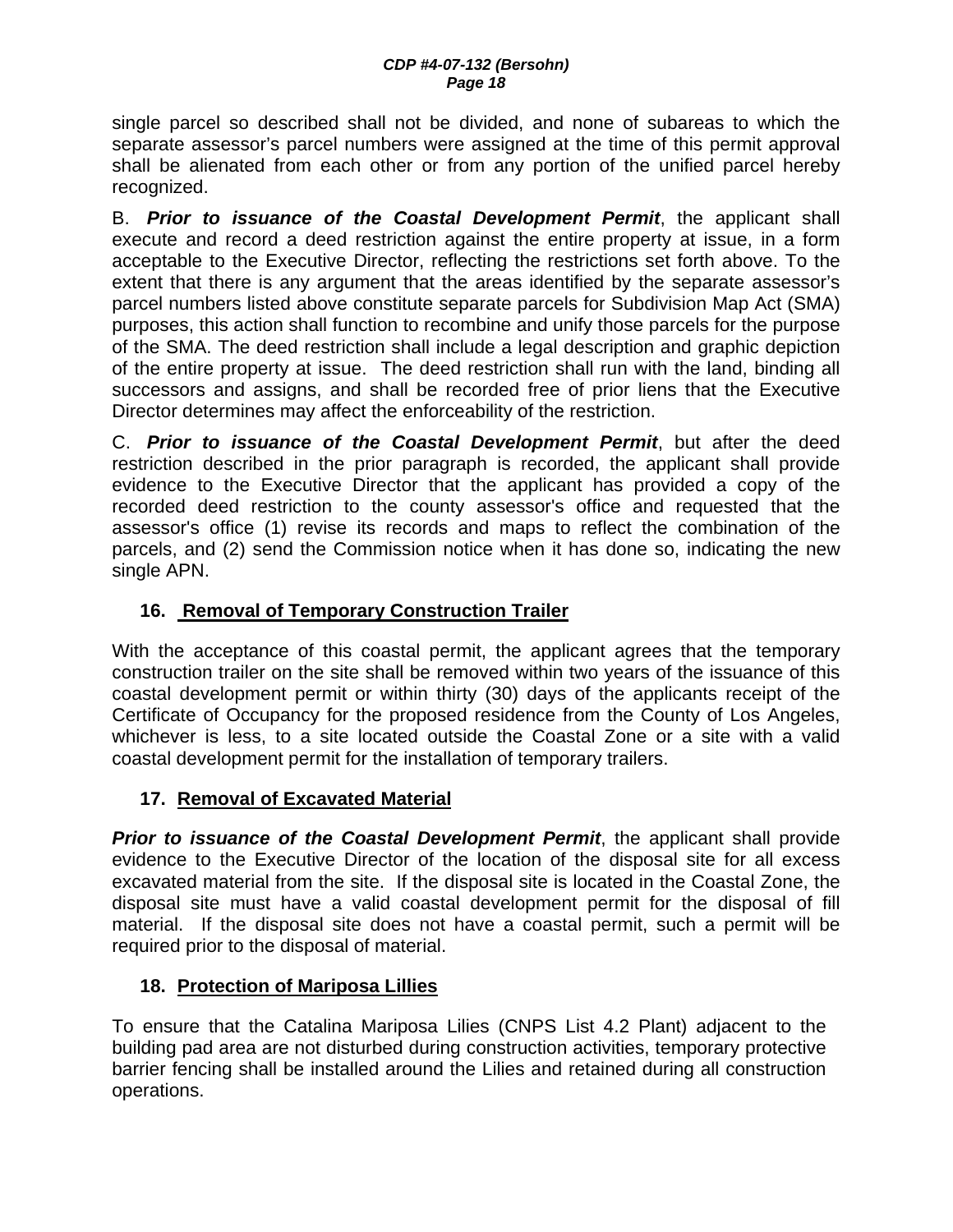single parcel so described shall not be divided, and none of subareas to which the separate assessor's parcel numbers were assigned at the time of this permit approval shall be alienated from each other or from any portion of the unified parcel hereby recognized.

B. ***Prior to issuance of the Coastal Development Permit***, the applicant shall execute and record a deed restriction against the entire property at issue, in a form acceptable to the Executive Director, reflecting the restrictions set forth above. To the extent that there is any argument that the areas identified by the separate assessor's parcel numbers listed above constitute separate parcels for Subdivision Map Act (SMA) purposes, this action shall function to recombine and unify those parcels for the purpose of the SMA. The deed restriction shall include a legal description and graphic depiction of the entire property at issue. The deed restriction shall run with the land, binding all successors and assigns, and shall be recorded free of prior liens that the Executive Director determines may affect the enforceability of the restriction.

C. ***Prior to issuance of the Coastal Development Permit***, but after the deed restriction described in the prior paragraph is recorded, the applicant shall provide evidence to the Executive Director that the applicant has provided a copy of the recorded deed restriction to the county assessor's office and requested that the assessor's office (1) revise its records and maps to reflect the combination of the parcels, and (2) send the Commission notice when it has done so, indicating the new single APN.

### 16. Removal of Temporary Construction Trailer

With the acceptance of this coastal permit, the applicant agrees that the temporary construction trailer on the site shall be removed within two years of the issuance of this coastal development permit or within thirty (30) days of the applicants receipt of the Certificate of Occupancy for the proposed residence from the County of Los Angeles, whichever is less, to a site located outside the Coastal Zone or a site with a valid coastal development permit for the installation of temporary trailers.

### 17. Removal of Excavated Material

***Prior to issuance of the Coastal Development Permit***, the applicant shall provide evidence to the Executive Director of the location of the disposal site for all excess excavated material from the site. If the disposal site is located in the Coastal Zone, the disposal site must have a valid coastal development permit for the disposal of fill material. If the disposal site does not have a coastal permit, such a permit will be required prior to the disposal of material.

### 18. Protection of Mariposa Lillies

To ensure that the Catalina Mariposa Lilies (CNPS List 4.2 Plant) adjacent to the building pad area are not disturbed during construction activities, temporary protective barrier fencing shall be installed around the Lilies and retained during all construction operations.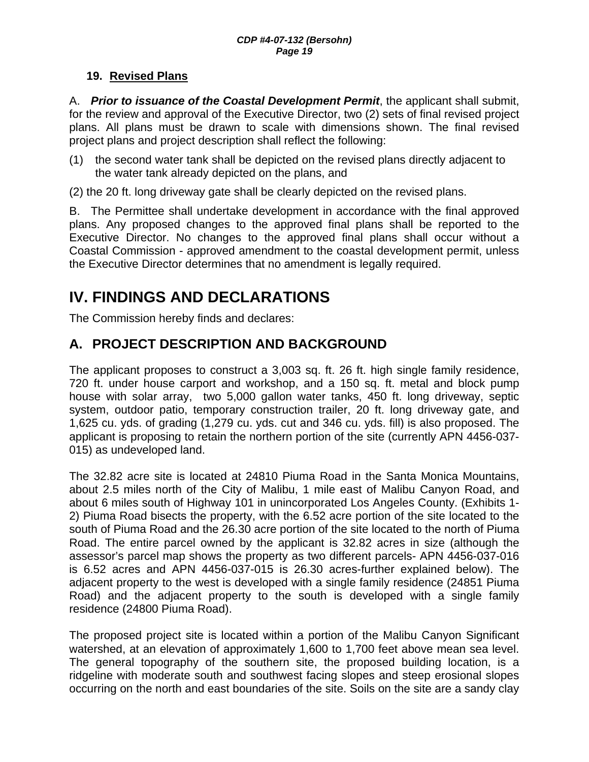### 19. Revised Plans

A. ***Prior to issuance of the Coastal Development Permit***, the applicant shall submit, for the review and approval of the Executive Director, two (2) sets of final revised project plans. All plans must be drawn to scale with dimensions shown. The final revised project plans and project description shall reflect the following:

(1) the second water tank shall be depicted on the revised plans directly adjacent to the water tank already depicted on the plans, and

(2) the 20 ft. long driveway gate shall be clearly depicted on the revised plans.

B. The Permittee shall undertake development in accordance with the final approved plans. Any proposed changes to the approved final plans shall be reported to the Executive Director. No changes to the approved final plans shall occur without a Coastal Commission - approved amendment to the coastal development permit, unless the Executive Director determines that no amendment is legally required.

# IV. FINDINGS AND DECLARATIONS

The Commission hereby finds and declares:

## A. PROJECT DESCRIPTION AND BACKGROUND

The applicant proposes to construct a 3,003 sq. ft. 26 ft. high single family residence, 720 ft. under house carport and workshop, and a 150 sq. ft. metal and block pump house with solar array, two 5,000 gallon water tanks, 450 ft. long driveway, septic system, outdoor patio, temporary construction trailer, 20 ft. long driveway gate, and 1,625 cu. yds. of grading (1,279 cu. yds. cut and 346 cu. yds. fill) is also proposed. The applicant is proposing to retain the northern portion of the site (currently APN 4456-037-015) as undeveloped land.

The 32.82 acre site is located at 24810 Piuma Road in the Santa Monica Mountains, about 2.5 miles north of the City of Malibu, 1 mile east of Malibu Canyon Road, and about 6 miles south of Highway 101 in unincorporated Los Angeles County. (Exhibits 1-2) Piuma Road bisects the property, with the 6.52 acre portion of the site located to the south of Piuma Road and the 26.30 acre portion of the site located to the north of Piuma Road. The entire parcel owned by the applicant is 32.82 acres in size (although the assessor's parcel map shows the property as two different parcels- APN 4456-037-016 is 6.52 acres and APN 4456-037-015 is 26.30 acres-further explained below). The adjacent property to the west is developed with a single family residence (24851 Piuma Road) and the adjacent property to the south is developed with a single family residence (24800 Piuma Road).

The proposed project site is located within a portion of the Malibu Canyon Significant watershed, at an elevation of approximately 1,600 to 1,700 feet above mean sea level. The general topography of the southern site, the proposed building location, is a ridgeline with moderate south and southwest facing slopes and steep erosional slopes occurring on the north and east boundaries of the site. Soils on the site are a sandy clay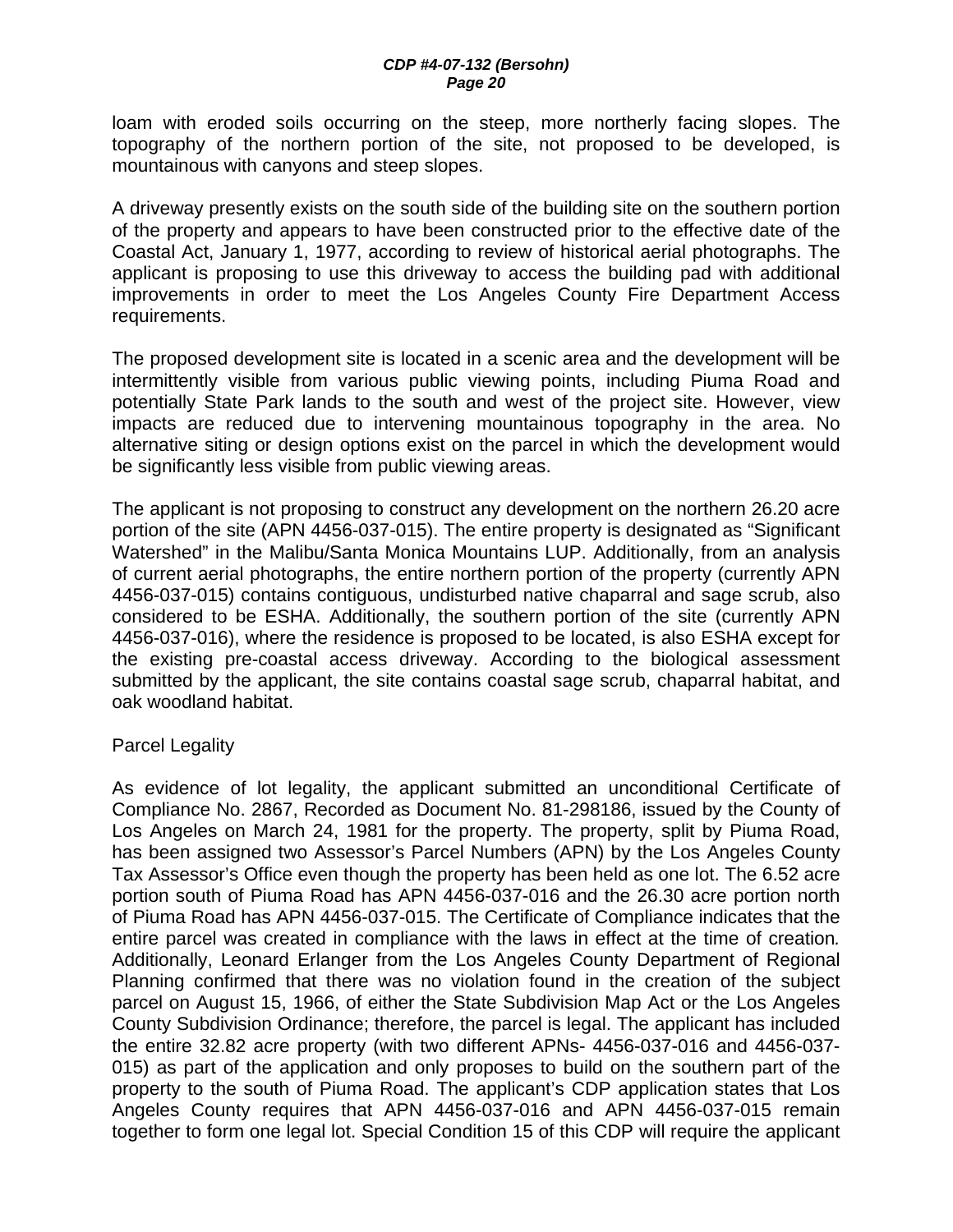loam with eroded soils occurring on the steep, more northerly facing slopes. The topography of the northern portion of the site, not proposed to be developed, is mountainous with canyons and steep slopes.

A driveway presently exists on the south side of the building site on the southern portion of the property and appears to have been constructed prior to the effective date of the Coastal Act, January 1, 1977, according to review of historical aerial photographs. The applicant is proposing to use this driveway to access the building pad with additional improvements in order to meet the Los Angeles County Fire Department Access requirements.

The proposed development site is located in a scenic area and the development will be intermittently visible from various public viewing points, including Piuma Road and potentially State Park lands to the south and west of the project site. However, view impacts are reduced due to intervening mountainous topography in the area. No alternative siting or design options exist on the parcel in which the development would be significantly less visible from public viewing areas.

The applicant is not proposing to construct any development on the northern 26.20 acre portion of the site (APN 4456-037-015). The entire property is designated as "Significant Watershed" in the Malibu/Santa Monica Mountains LUP. Additionally, from an analysis of current aerial photographs, the entire northern portion of the property (currently APN 4456-037-015) contains contiguous, undisturbed native chaparral and sage scrub, also considered to be ESHA. Additionally, the southern portion of the site (currently APN 4456-037-016), where the residence is proposed to be located, is also ESHA except for the existing pre-coastal access driveway. According to the biological assessment submitted by the applicant, the site contains coastal sage scrub, chaparral habitat, and oak woodland habitat.

Parcel Legality

As evidence of lot legality, the applicant submitted an unconditional Certificate of Compliance No. 2867, Recorded as Document No. 81-298186, issued by the County of Los Angeles on March 24, 1981 for the property. The property, split by Piuma Road, has been assigned two Assessor's Parcel Numbers (APN) by the Los Angeles County Tax Assessor's Office even though the property has been held as one lot. The 6.52 acre portion south of Piuma Road has APN 4456-037-016 and the 26.30 acre portion north of Piuma Road has APN 4456-037-015. The Certificate of Compliance indicates that the entire parcel was created in compliance with the laws in effect at the time of creation. Additionally, Leonard Erlanger from the Los Angeles County Department of Regional Planning confirmed that there was no violation found in the creation of the subject parcel on August 15, 1966, of either the State Subdivision Map Act or the Los Angeles County Subdivision Ordinance; therefore, the parcel is legal. The applicant has included the entire 32.82 acre property (with two different APNs- 4456-037-016 and 4456-037-015) as part of the application and only proposes to build on the southern part of the property to the south of Piuma Road. The applicant's CDP application states that Los Angeles County requires that APN 4456-037-016 and APN 4456-037-015 remain together to form one legal lot. Special Condition 15 of this CDP will require the applicant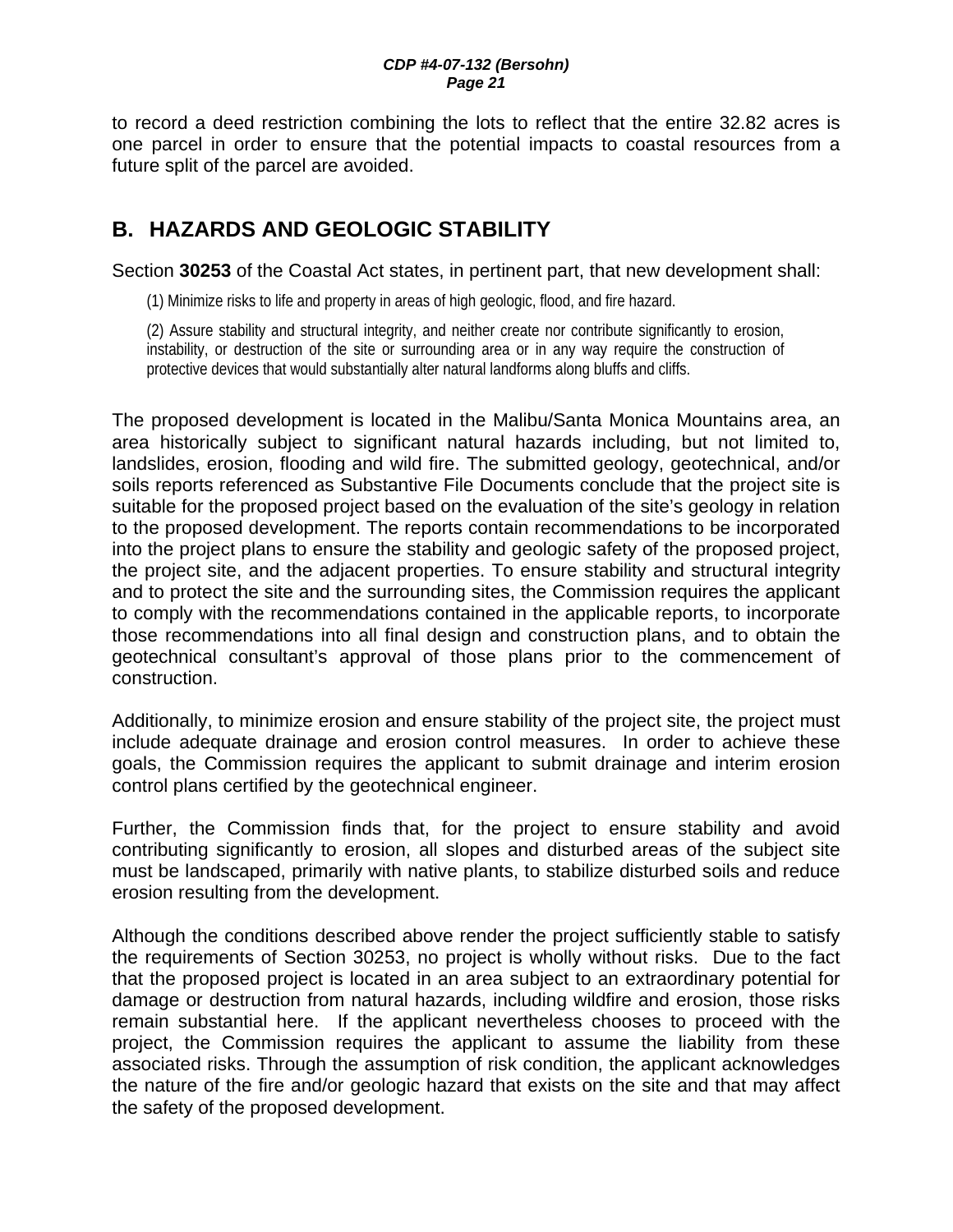to record a deed restriction combining the lots to reflect that the entire 32.82 acres is one parcel in order to ensure that the potential impacts to coastal resources from a future split of the parcel are avoided.

## B. HAZARDS AND GEOLOGIC STABILITY

Section **30253** of the Coastal Act states, in pertinent part, that new development shall:

> (1) Minimize risks to life and property in areas of high geologic, flood, and fire hazard.
>
> (2) Assure stability and structural integrity, and neither create nor contribute significantly to erosion, instability, or destruction of the site or surrounding area or in any way require the construction of protective devices that would substantially alter natural landforms along bluffs and cliffs.

The proposed development is located in the Malibu/Santa Monica Mountains area, an area historically subject to significant natural hazards including, but not limited to, landslides, erosion, flooding and wild fire. The submitted geology, geotechnical, and/or soils reports referenced as Substantive File Documents conclude that the project site is suitable for the proposed project based on the evaluation of the site's geology in relation to the proposed development. The reports contain recommendations to be incorporated into the project plans to ensure the stability and geologic safety of the proposed project, the project site, and the adjacent properties. To ensure stability and structural integrity and to protect the site and the surrounding sites, the Commission requires the applicant to comply with the recommendations contained in the applicable reports, to incorporate those recommendations into all final design and construction plans, and to obtain the geotechnical consultant's approval of those plans prior to the commencement of construction.

Additionally, to minimize erosion and ensure stability of the project site, the project must include adequate drainage and erosion control measures. In order to achieve these goals, the Commission requires the applicant to submit drainage and interim erosion control plans certified by the geotechnical engineer.

Further, the Commission finds that, for the project to ensure stability and avoid contributing significantly to erosion, all slopes and disturbed areas of the subject site must be landscaped, primarily with native plants, to stabilize disturbed soils and reduce erosion resulting from the development.

Although the conditions described above render the project sufficiently stable to satisfy the requirements of Section 30253, no project is wholly without risks. Due to the fact that the proposed project is located in an area subject to an extraordinary potential for damage or destruction from natural hazards, including wildfire and erosion, those risks remain substantial here. If the applicant nevertheless chooses to proceed with the project, the Commission requires the applicant to assume the liability from these associated risks. Through the assumption of risk condition, the applicant acknowledges the nature of the fire and/or geologic hazard that exists on the site and that may affect the safety of the proposed development.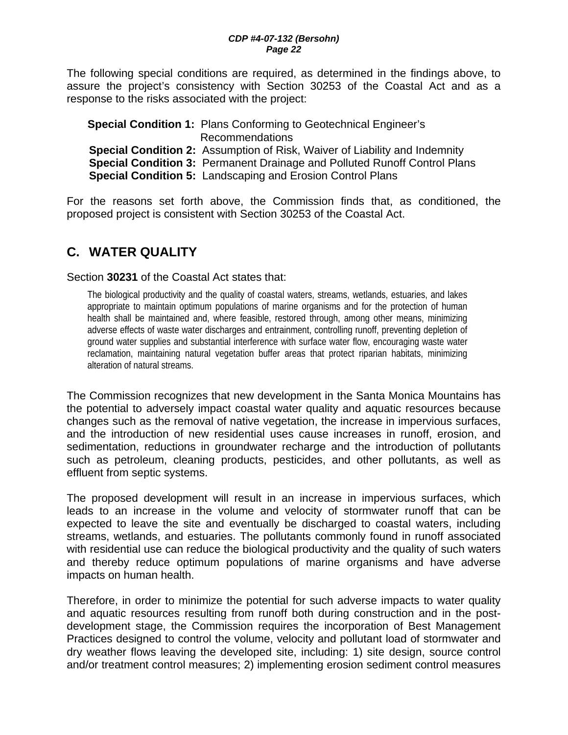The following special conditions are required, as determined in the findings above, to assure the project's consistency with Section 30253 of the Coastal Act and as a response to the risks associated with the project:

**Special Condition 1:** Plans Conforming to Geotechnical Engineer's Recommendations
**Special Condition 2:** Assumption of Risk, Waiver of Liability and Indemnity
**Special Condition 3:** Permanent Drainage and Polluted Runoff Control Plans
**Special Condition 5:** Landscaping and Erosion Control Plans

For the reasons set forth above, the Commission finds that, as conditioned, the proposed project is consistent with Section 30253 of the Coastal Act.

## C. WATER QUALITY

Section **30231** of the Coastal Act states that:

> The biological productivity and the quality of coastal waters, streams, wetlands, estuaries, and lakes appropriate to maintain optimum populations of marine organisms and for the protection of human health shall be maintained and, where feasible, restored through, among other means, minimizing adverse effects of waste water discharges and entrainment, controlling runoff, preventing depletion of ground water supplies and substantial interference with surface water flow, encouraging waste water reclamation, maintaining natural vegetation buffer areas that protect riparian habitats, minimizing alteration of natural streams.

The Commission recognizes that new development in the Santa Monica Mountains has the potential to adversely impact coastal water quality and aquatic resources because changes such as the removal of native vegetation, the increase in impervious surfaces, and the introduction of new residential uses cause increases in runoff, erosion, and sedimentation, reductions in groundwater recharge and the introduction of pollutants such as petroleum, cleaning products, pesticides, and other pollutants, as well as effluent from septic systems.

The proposed development will result in an increase in impervious surfaces, which leads to an increase in the volume and velocity of stormwater runoff that can be expected to leave the site and eventually be discharged to coastal waters, including streams, wetlands, and estuaries. The pollutants commonly found in runoff associated with residential use can reduce the biological productivity and the quality of such waters and thereby reduce optimum populations of marine organisms and have adverse impacts on human health.

Therefore, in order to minimize the potential for such adverse impacts to water quality and aquatic resources resulting from runoff both during construction and in the post-development stage, the Commission requires the incorporation of Best Management Practices designed to control the volume, velocity and pollutant load of stormwater and dry weather flows leaving the developed site, including: 1) site design, source control and/or treatment control measures; 2) implementing erosion sediment control measures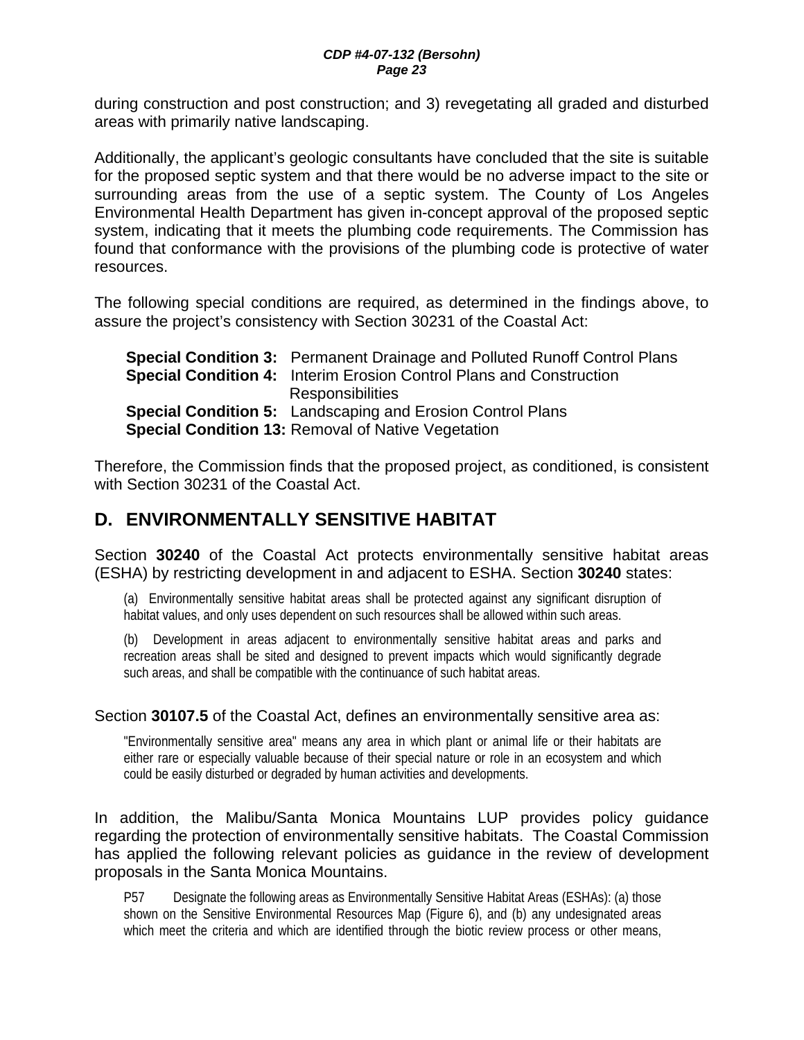during construction and post construction; and 3) revegetating all graded and disturbed areas with primarily native landscaping.

Additionally, the applicant's geologic consultants have concluded that the site is suitable for the proposed septic system and that there would be no adverse impact to the site or surrounding areas from the use of a septic system. The County of Los Angeles Environmental Health Department has given in-concept approval of the proposed septic system, indicating that it meets the plumbing code requirements. The Commission has found that conformance with the provisions of the plumbing code is protective of water resources.

The following special conditions are required, as determined in the findings above, to assure the project's consistency with Section 30231 of the Coastal Act:

**Special Condition 3:** Permanent Drainage and Polluted Runoff Control Plans
**Special Condition 4:** Interim Erosion Control Plans and Construction Responsibilities
**Special Condition 5:** Landscaping and Erosion Control Plans
**Special Condition 13:** Removal of Native Vegetation

Therefore, the Commission finds that the proposed project, as conditioned, is consistent with Section 30231 of the Coastal Act.

## D. ENVIRONMENTALLY SENSITIVE HABITAT

Section **30240** of the Coastal Act protects environmentally sensitive habitat areas (ESHA) by restricting development in and adjacent to ESHA. Section **30240** states:

> (a) Environmentally sensitive habitat areas shall be protected against any significant disruption of habitat values, and only uses dependent on such resources shall be allowed within such areas.
>
> (b) Development in areas adjacent to environmentally sensitive habitat areas and parks and recreation areas shall be sited and designed to prevent impacts which would significantly degrade such areas, and shall be compatible with the continuance of such habitat areas.

Section **30107.5** of the Coastal Act, defines an environmentally sensitive area as:

> "Environmentally sensitive area" means any area in which plant or animal life or their habitats are either rare or especially valuable because of their special nature or role in an ecosystem and which could be easily disturbed or degraded by human activities and developments.

In addition, the Malibu/Santa Monica Mountains LUP provides policy guidance regarding the protection of environmentally sensitive habitats. The Coastal Commission has applied the following relevant policies as guidance in the review of development proposals in the Santa Monica Mountains.

> P57 Designate the following areas as Environmentally Sensitive Habitat Areas (ESHAs): (a) those shown on the Sensitive Environmental Resources Map (Figure 6), and (b) any undesignated areas which meet the criteria and which are identified through the biotic review process or other means,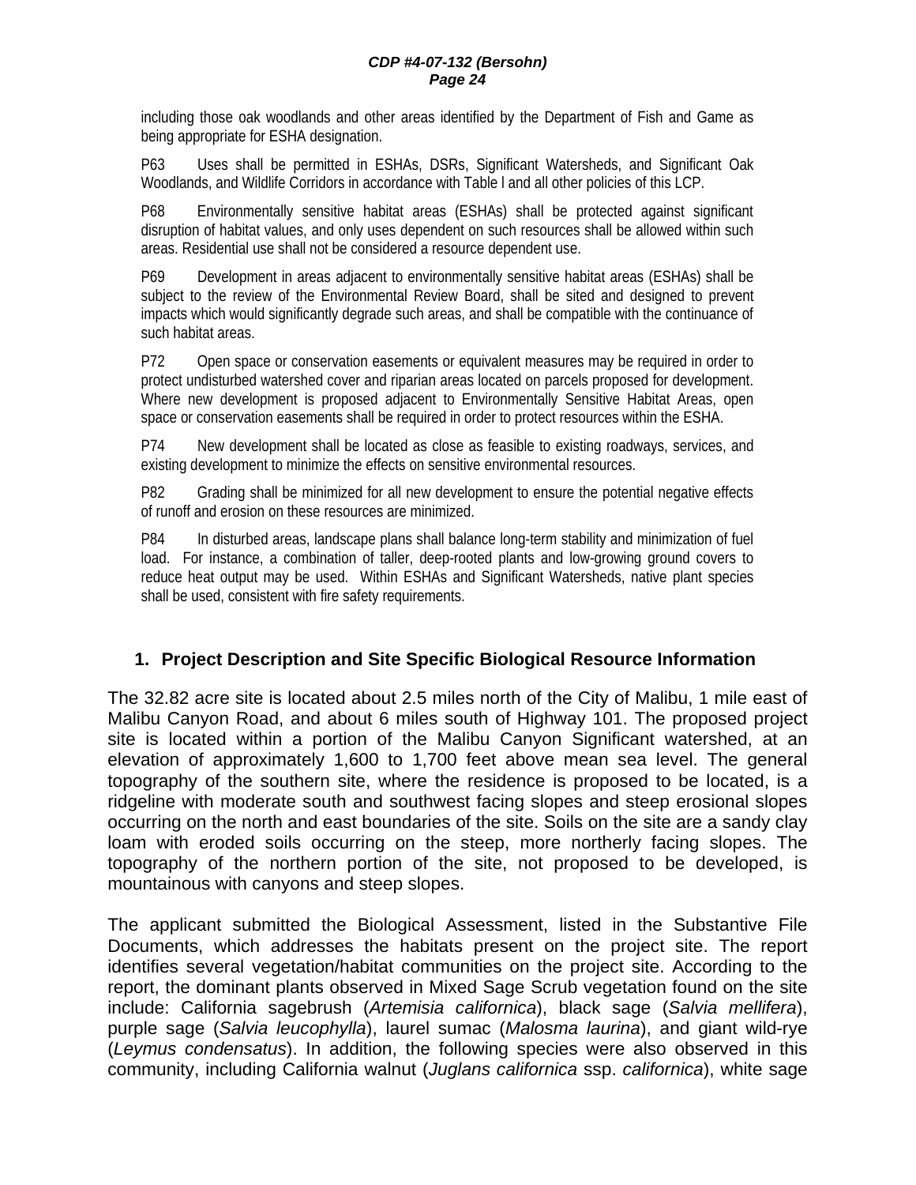including those oak woodlands and other areas identified by the Department of Fish and Game as being appropriate for ESHA designation.

P63 Uses shall be permitted in ESHAs, DSRs, Significant Watersheds, and Significant Oak Woodlands, and Wildlife Corridors in accordance with Table l and all other policies of this LCP.

P68 Environmentally sensitive habitat areas (ESHAs) shall be protected against significant disruption of habitat values, and only uses dependent on such resources shall be allowed within such areas. Residential use shall not be considered a resource dependent use.

P69 Development in areas adjacent to environmentally sensitive habitat areas (ESHAs) shall be subject to the review of the Environmental Review Board, shall be sited and designed to prevent impacts which would significantly degrade such areas, and shall be compatible with the continuance of such habitat areas.

P72 Open space or conservation easements or equivalent measures may be required in order to protect undisturbed watershed cover and riparian areas located on parcels proposed for development. Where new development is proposed adjacent to Environmentally Sensitive Habitat Areas, open space or conservation easements shall be required in order to protect resources within the ESHA.

P74 New development shall be located as close as feasible to existing roadways, services, and existing development to minimize the effects on sensitive environmental resources.

P82 Grading shall be minimized for all new development to ensure the potential negative effects of runoff and erosion on these resources are minimized.

P84 In disturbed areas, landscape plans shall balance long-term stability and minimization of fuel load. For instance, a combination of taller, deep-rooted plants and low-growing ground covers to reduce heat output may be used. Within ESHAs and Significant Watersheds, native plant species shall be used, consistent with fire safety requirements.

## 1. Project Description and Site Specific Biological Resource Information

The 32.82 acre site is located about 2.5 miles north of the City of Malibu, 1 mile east of Malibu Canyon Road, and about 6 miles south of Highway 101. The proposed project site is located within a portion of the Malibu Canyon Significant watershed, at an elevation of approximately 1,600 to 1,700 feet above mean sea level. The general topography of the southern site, where the residence is proposed to be located, is a ridgeline with moderate south and southwest facing slopes and steep erosional slopes occurring on the north and east boundaries of the site. Soils on the site are a sandy clay loam with eroded soils occurring on the steep, more northerly facing slopes. The topography of the northern portion of the site, not proposed to be developed, is mountainous with canyons and steep slopes.

The applicant submitted the Biological Assessment, listed in the Substantive File Documents, which addresses the habitats present on the project site. The report identifies several vegetation/habitat communities on the project site. According to the report, the dominant plants observed in Mixed Sage Scrub vegetation found on the site include: California sagebrush (*Artemisia californica*), black sage (*Salvia mellifera*), purple sage (*Salvia leucophylla*), laurel sumac (*Malosma laurina*), and giant wild-rye (*Leymus condensatus*). In addition, the following species were also observed in this community, including California walnut (*Juglans californica* ssp. *californica*), white sage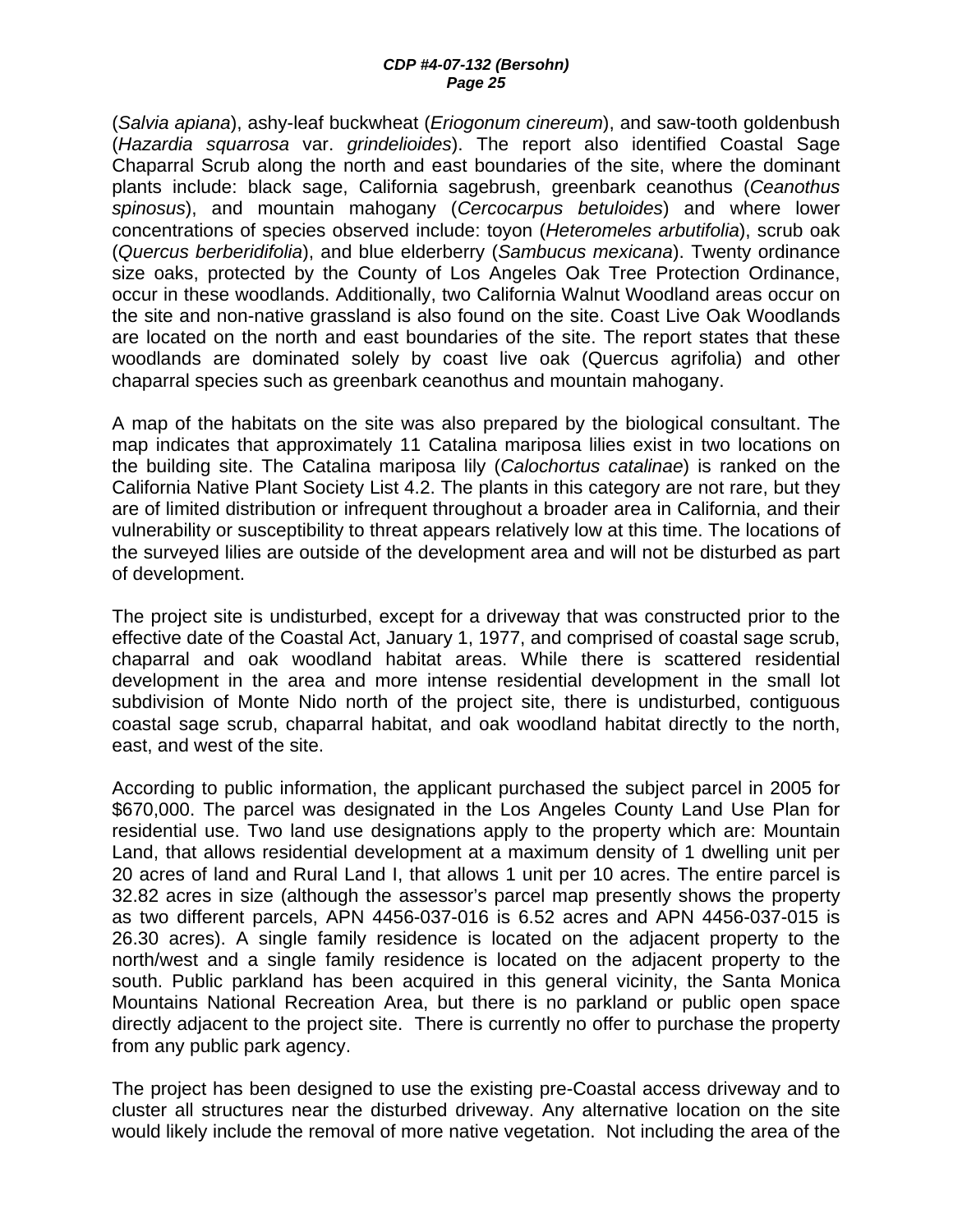(*Salvia apiana*), ashy-leaf buckwheat (*Eriogonum cinereum*), and saw-tooth goldenbush (*Hazardia squarrosa* var. *grindelioides*). The report also identified Coastal Sage Chaparral Scrub along the north and east boundaries of the site, where the dominant plants include: black sage, California sagebrush, greenbark ceanothus (*Ceanothus spinosus*), and mountain mahogany (*Cercocarpus betuloides*) and where lower concentrations of species observed include: toyon (*Heteromeles arbutifolia*), scrub oak (*Quercus berberidifolia*), and blue elderberry (*Sambucus mexicana*). Twenty ordinance size oaks, protected by the County of Los Angeles Oak Tree Protection Ordinance, occur in these woodlands. Additionally, two California Walnut Woodland areas occur on the site and non-native grassland is also found on the site. Coast Live Oak Woodlands are located on the north and east boundaries of the site. The report states that these woodlands are dominated solely by coast live oak (Quercus agrifolia) and other chaparral species such as greenbark ceanothus and mountain mahogany.

A map of the habitats on the site was also prepared by the biological consultant. The map indicates that approximately 11 Catalina mariposa lilies exist in two locations on the building site. The Catalina mariposa lily (*Calochortus catalinae*) is ranked on the California Native Plant Society List 4.2. The plants in this category are not rare, but they are of limited distribution or infrequent throughout a broader area in California, and their vulnerability or susceptibility to threat appears relatively low at this time. The locations of the surveyed lilies are outside of the development area and will not be disturbed as part of development.

The project site is undisturbed, except for a driveway that was constructed prior to the effective date of the Coastal Act, January 1, 1977, and comprised of coastal sage scrub, chaparral and oak woodland habitat areas. While there is scattered residential development in the area and more intense residential development in the small lot subdivision of Monte Nido north of the project site, there is undisturbed, contiguous coastal sage scrub, chaparral habitat, and oak woodland habitat directly to the north, east, and west of the site.

According to public information, the applicant purchased the subject parcel in 2005 for $670,000. The parcel was designated in the Los Angeles County Land Use Plan for residential use. Two land use designations apply to the property which are: Mountain Land, that allows residential development at a maximum density of 1 dwelling unit per 20 acres of land and Rural Land I, that allows 1 unit per 10 acres. The entire parcel is 32.82 acres in size (although the assessor's parcel map presently shows the property as two different parcels, APN 4456-037-016 is 6.52 acres and APN 4456-037-015 is 26.30 acres). A single family residence is located on the adjacent property to the north/west and a single family residence is located on the adjacent property to the south. Public parkland has been acquired in this general vicinity, the Santa Monica Mountains National Recreation Area, but there is no parkland or public open space directly adjacent to the project site. There is currently no offer to purchase the property from any public park agency.

The project has been designed to use the existing pre-Coastal access driveway and to cluster all structures near the disturbed driveway. Any alternative location on the site would likely include the removal of more native vegetation. Not including the area of the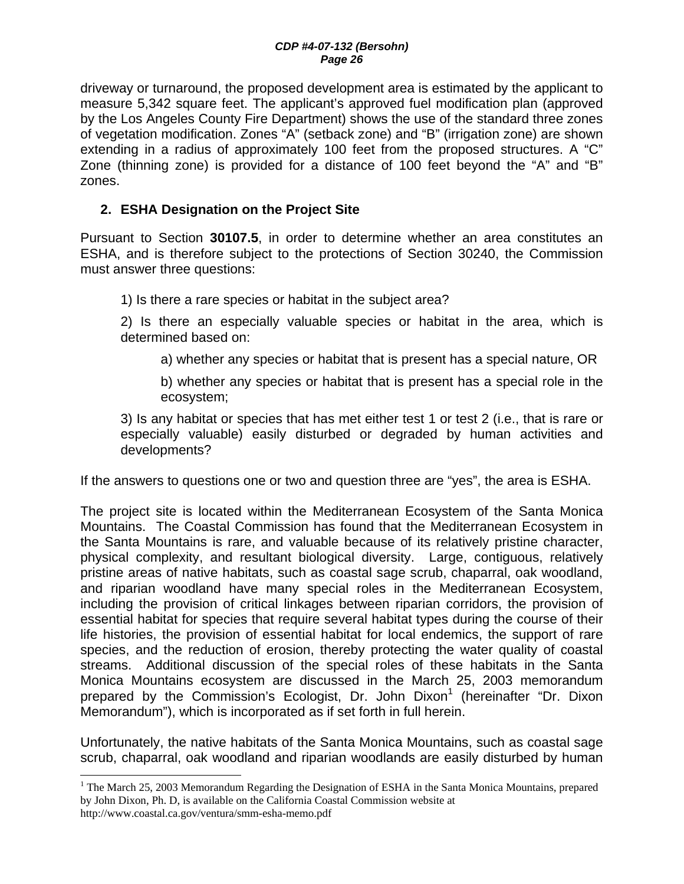driveway or turnaround, the proposed development area is estimated by the applicant to measure 5,342 square feet. The applicant's approved fuel modification plan (approved by the Los Angeles County Fire Department) shows the use of the standard three zones of vegetation modification. Zones "A" (setback zone) and "B" (irrigation zone) are shown extending in a radius of approximately 100 feet from the proposed structures. A "C" Zone (thinning zone) is provided for a distance of 100 feet beyond the "A" and "B" zones.

## 2. ESHA Designation on the Project Site

Pursuant to Section **30107.5**, in order to determine whether an area constitutes an ESHA, and is therefore subject to the protections of Section 30240, the Commission must answer three questions:

> 1) Is there a rare species or habitat in the subject area?
>
> 2) Is there an especially valuable species or habitat in the area, which is determined based on:
>
> > a) whether any species or habitat that is present has a special nature, OR
> >
> > b) whether any species or habitat that is present has a special role in the ecosystem;
>
> 3) Is any habitat or species that has met either test 1 or test 2 (i.e., that is rare or especially valuable) easily disturbed or degraded by human activities and developments?

If the answers to questions one or two and question three are "yes", the area is ESHA.

The project site is located within the Mediterranean Ecosystem of the Santa Monica Mountains. The Coastal Commission has found that the Mediterranean Ecosystem in the Santa Mountains is rare, and valuable because of its relatively pristine character, physical complexity, and resultant biological diversity. Large, contiguous, relatively pristine areas of native habitats, such as coastal sage scrub, chaparral, oak woodland, and riparian woodland have many special roles in the Mediterranean Ecosystem, including the provision of critical linkages between riparian corridors, the provision of essential habitat for species that require several habitat types during the course of their life histories, the provision of essential habitat for local endemics, the support of rare species, and the reduction of erosion, thereby protecting the water quality of coastal streams. Additional discussion of the special roles of these habitats in the Santa Monica Mountains ecosystem are discussed in the March 25, 2003 memorandum prepared by the Commission's Ecologist, Dr. John Dixon[1] (hereinafter "Dr. Dixon Memorandum"), which is incorporated as if set forth in full herein.

Unfortunately, the native habitats of the Santa Monica Mountains, such as coastal sage scrub, chaparral, oak woodland and riparian woodlands are easily disturbed by human

---

[1] The March 25, 2003 Memorandum Regarding the Designation of ESHA in the Santa Monica Mountains, prepared by John Dixon, Ph. D, is available on the California Coastal Commission website at http://www.coastal.ca.gov/ventura/smm-esha-memo.pdf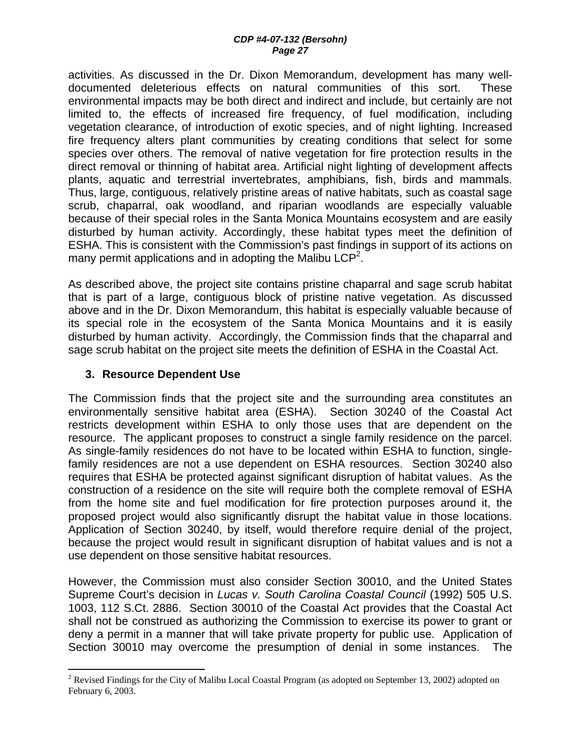activities. As discussed in the Dr. Dixon Memorandum, development has many well-documented deleterious effects on natural communities of this sort. These environmental impacts may be both direct and indirect and include, but certainly are not limited to, the effects of increased fire frequency, of fuel modification, including vegetation clearance, of introduction of exotic species, and of night lighting. Increased fire frequency alters plant communities by creating conditions that select for some species over others. The removal of native vegetation for fire protection results in the direct removal or thinning of habitat area. Artificial night lighting of development affects plants, aquatic and terrestrial invertebrates, amphibians, fish, birds and mammals. Thus, large, contiguous, relatively pristine areas of native habitats, such as coastal sage scrub, chaparral, oak woodland, and riparian woodlands are especially valuable because of their special roles in the Santa Monica Mountains ecosystem and are easily disturbed by human activity. Accordingly, these habitat types meet the definition of ESHA. This is consistent with the Commission's past findings in support of its actions on many permit applications and in adopting the Malibu LCP[2].

As described above, the project site contains pristine chaparral and sage scrub habitat that is part of a large, contiguous block of pristine native vegetation. As discussed above and in the Dr. Dixon Memorandum, this habitat is especially valuable because of its special role in the ecosystem of the Santa Monica Mountains and it is easily disturbed by human activity. Accordingly, the Commission finds that the chaparral and sage scrub habitat on the project site meets the definition of ESHA in the Coastal Act.

### 3. Resource Dependent Use

The Commission finds that the project site and the surrounding area constitutes an environmentally sensitive habitat area (ESHA). Section 30240 of the Coastal Act restricts development within ESHA to only those uses that are dependent on the resource. The applicant proposes to construct a single family residence on the parcel. As single-family residences do not have to be located within ESHA to function, single-family residences are not a use dependent on ESHA resources. Section 30240 also requires that ESHA be protected against significant disruption of habitat values. As the construction of a residence on the site will require both the complete removal of ESHA from the home site and fuel modification for fire protection purposes around it, the proposed project would also significantly disrupt the habitat value in those locations. Application of Section 30240, by itself, would therefore require denial of the project, because the project would result in significant disruption of habitat values and is not a use dependent on those sensitive habitat resources.

However, the Commission must also consider Section 30010, and the United States Supreme Court's decision in *Lucas v. South Carolina Coastal Council* (1992) 505 U.S. 1003, 112 S.Ct. 2886. Section 30010 of the Coastal Act provides that the Coastal Act shall not be construed as authorizing the Commission to exercise its power to grant or deny a permit in a manner that will take private property for public use. Application of Section 30010 may overcome the presumption of denial in some instances. The

---

[2] Revised Findings for the City of Malibu Local Coastal Program (as adopted on September 13, 2002) adopted on February 6, 2003.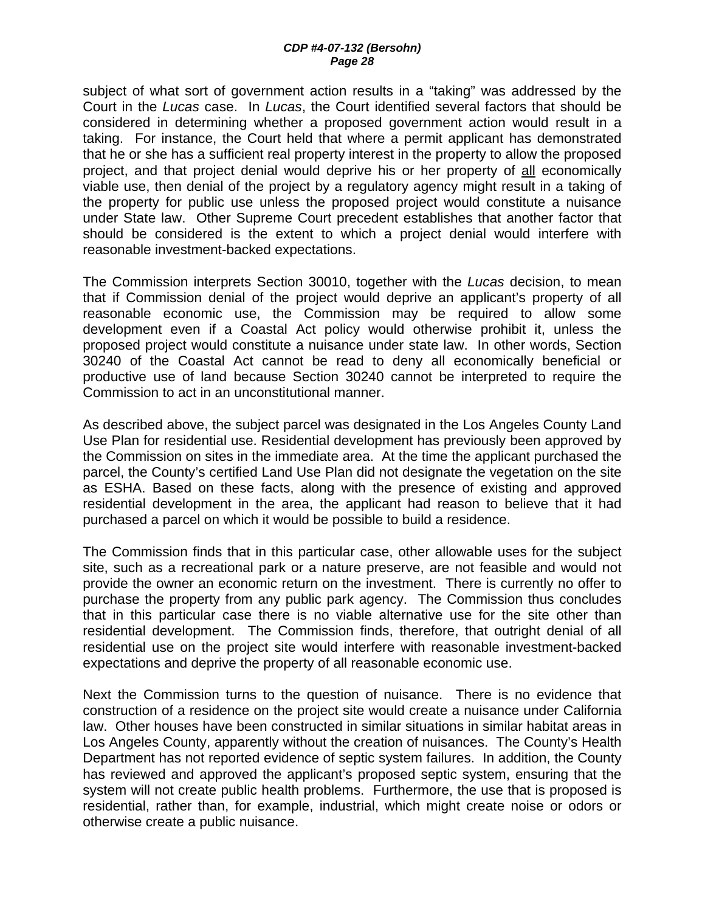subject of what sort of government action results in a "taking" was addressed by the Court in the *Lucas* case. In *Lucas*, the Court identified several factors that should be considered in determining whether a proposed government action would result in a taking. For instance, the Court held that where a permit applicant has demonstrated that he or she has a sufficient real property interest in the property to allow the proposed project, and that project denial would deprive his or her property of <u>all</u> economically viable use, then denial of the project by a regulatory agency might result in a taking of the property for public use unless the proposed project would constitute a nuisance under State law. Other Supreme Court precedent establishes that another factor that should be considered is the extent to which a project denial would interfere with reasonable investment-backed expectations.

The Commission interprets Section 30010, together with the *Lucas* decision, to mean that if Commission denial of the project would deprive an applicant's property of all reasonable economic use, the Commission may be required to allow some development even if a Coastal Act policy would otherwise prohibit it, unless the proposed project would constitute a nuisance under state law. In other words, Section 30240 of the Coastal Act cannot be read to deny all economically beneficial or productive use of land because Section 30240 cannot be interpreted to require the Commission to act in an unconstitutional manner.

As described above, the subject parcel was designated in the Los Angeles County Land Use Plan for residential use. Residential development has previously been approved by the Commission on sites in the immediate area. At the time the applicant purchased the parcel, the County's certified Land Use Plan did not designate the vegetation on the site as ESHA. Based on these facts, along with the presence of existing and approved residential development in the area, the applicant had reason to believe that it had purchased a parcel on which it would be possible to build a residence.

The Commission finds that in this particular case, other allowable uses for the subject site, such as a recreational park or a nature preserve, are not feasible and would not provide the owner an economic return on the investment. There is currently no offer to purchase the property from any public park agency. The Commission thus concludes that in this particular case there is no viable alternative use for the site other than residential development. The Commission finds, therefore, that outright denial of all residential use on the project site would interfere with reasonable investment-backed expectations and deprive the property of all reasonable economic use.

Next the Commission turns to the question of nuisance. There is no evidence that construction of a residence on the project site would create a nuisance under California law. Other houses have been constructed in similar situations in similar habitat areas in Los Angeles County, apparently without the creation of nuisances. The County's Health Department has not reported evidence of septic system failures. In addition, the County has reviewed and approved the applicant's proposed septic system, ensuring that the system will not create public health problems. Furthermore, the use that is proposed is residential, rather than, for example, industrial, which might create noise or odors or otherwise create a public nuisance.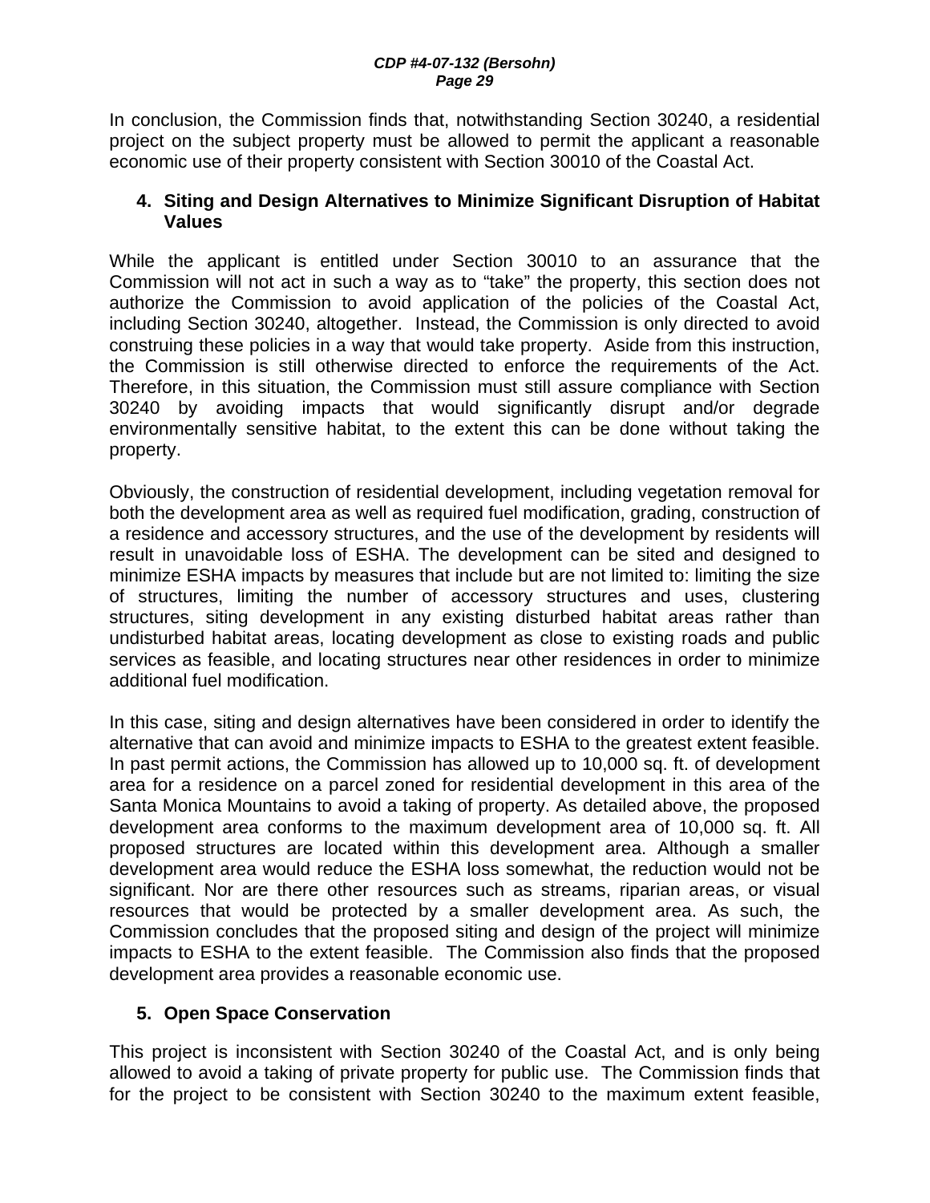In conclusion, the Commission finds that, notwithstanding Section 30240, a residential project on the subject property must be allowed to permit the applicant a reasonable economic use of their property consistent with Section 30010 of the Coastal Act.

**4. Siting and Design Alternatives to Minimize Significant Disruption of Habitat Values**

While the applicant is entitled under Section 30010 to an assurance that the Commission will not act in such a way as to "take" the property, this section does not authorize the Commission to avoid application of the policies of the Coastal Act, including Section 30240, altogether. Instead, the Commission is only directed to avoid construing these policies in a way that would take property. Aside from this instruction, the Commission is still otherwise directed to enforce the requirements of the Act. Therefore, in this situation, the Commission must still assure compliance with Section 30240 by avoiding impacts that would significantly disrupt and/or degrade environmentally sensitive habitat, to the extent this can be done without taking the property.

Obviously, the construction of residential development, including vegetation removal for both the development area as well as required fuel modification, grading, construction of a residence and accessory structures, and the use of the development by residents will result in unavoidable loss of ESHA. The development can be sited and designed to minimize ESHA impacts by measures that include but are not limited to: limiting the size of structures, limiting the number of accessory structures and uses, clustering structures, siting development in any existing disturbed habitat areas rather than undisturbed habitat areas, locating development as close to existing roads and public services as feasible, and locating structures near other residences in order to minimize additional fuel modification.

In this case, siting and design alternatives have been considered in order to identify the alternative that can avoid and minimize impacts to ESHA to the greatest extent feasible. In past permit actions, the Commission has allowed up to 10,000 sq. ft. of development area for a residence on a parcel zoned for residential development in this area of the Santa Monica Mountains to avoid a taking of property. As detailed above, the proposed development area conforms to the maximum development area of 10,000 sq. ft. All proposed structures are located within this development area. Although a smaller development area would reduce the ESHA loss somewhat, the reduction would not be significant. Nor are there other resources such as streams, riparian areas, or visual resources that would be protected by a smaller development area. As such, the Commission concludes that the proposed siting and design of the project will minimize impacts to ESHA to the extent feasible. The Commission also finds that the proposed development area provides a reasonable economic use.

**5. Open Space Conservation**

This project is inconsistent with Section 30240 of the Coastal Act, and is only being allowed to avoid a taking of private property for public use. The Commission finds that for the project to be consistent with Section 30240 to the maximum extent feasible,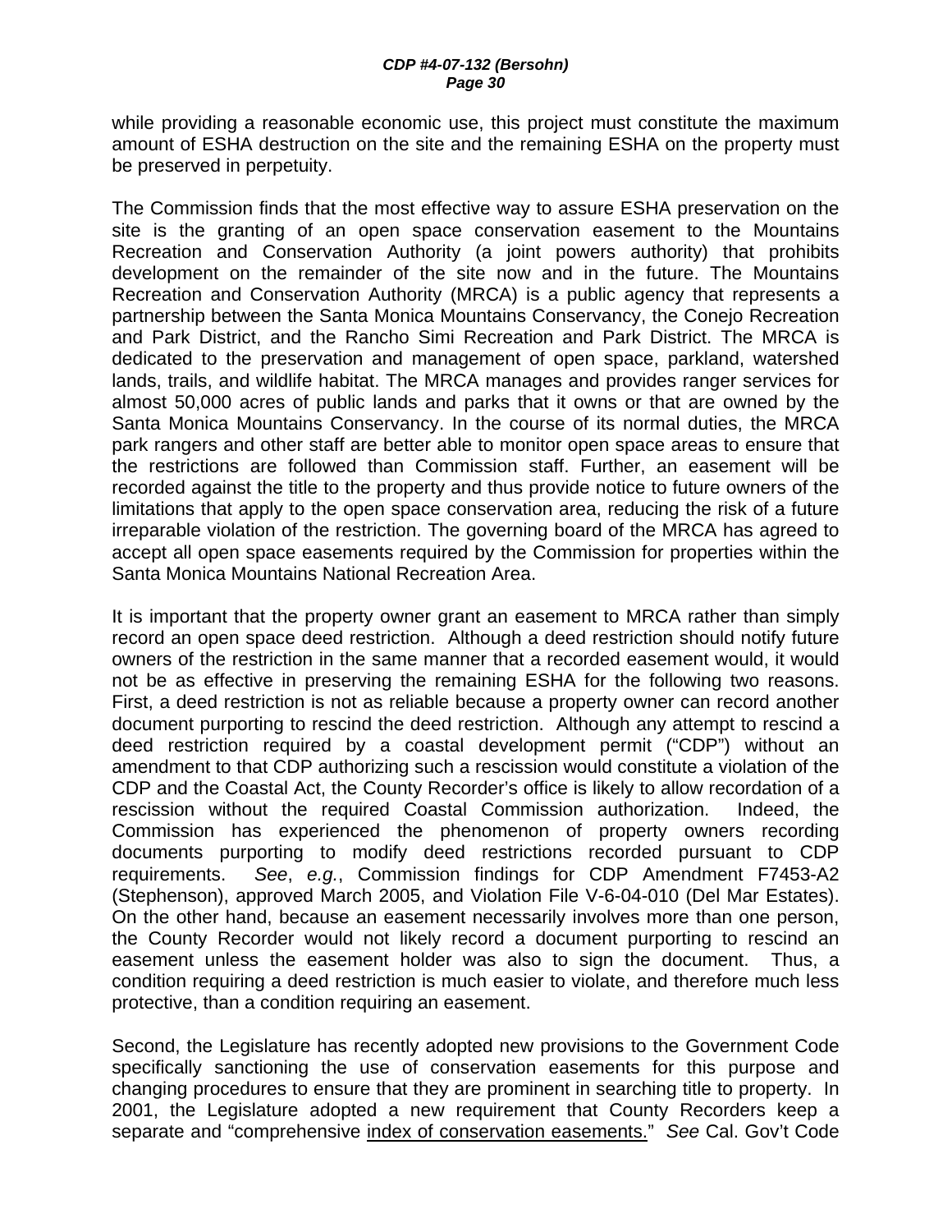while providing a reasonable economic use, this project must constitute the maximum amount of ESHA destruction on the site and the remaining ESHA on the property must be preserved in perpetuity.

The Commission finds that the most effective way to assure ESHA preservation on the site is the granting of an open space conservation easement to the Mountains Recreation and Conservation Authority (a joint powers authority) that prohibits development on the remainder of the site now and in the future. The Mountains Recreation and Conservation Authority (MRCA) is a public agency that represents a partnership between the Santa Monica Mountains Conservancy, the Conejo Recreation and Park District, and the Rancho Simi Recreation and Park District. The MRCA is dedicated to the preservation and management of open space, parkland, watershed lands, trails, and wildlife habitat. The MRCA manages and provides ranger services for almost 50,000 acres of public lands and parks that it owns or that are owned by the Santa Monica Mountains Conservancy. In the course of its normal duties, the MRCA park rangers and other staff are better able to monitor open space areas to ensure that the restrictions are followed than Commission staff. Further, an easement will be recorded against the title to the property and thus provide notice to future owners of the limitations that apply to the open space conservation area, reducing the risk of a future irreparable violation of the restriction. The governing board of the MRCA has agreed to accept all open space easements required by the Commission for properties within the Santa Monica Mountains National Recreation Area.

It is important that the property owner grant an easement to MRCA rather than simply record an open space deed restriction. Although a deed restriction should notify future owners of the restriction in the same manner that a recorded easement would, it would not be as effective in preserving the remaining ESHA for the following two reasons. First, a deed restriction is not as reliable because a property owner can record another document purporting to rescind the deed restriction. Although any attempt to rescind a deed restriction required by a coastal development permit ("CDP") without an amendment to that CDP authorizing such a rescission would constitute a violation of the CDP and the Coastal Act, the County Recorder's office is likely to allow recordation of a rescission without the required Coastal Commission authorization. Indeed, the Commission has experienced the phenomenon of property owners recording documents purporting to modify deed restrictions recorded pursuant to CDP requirements. *See*, *e.g.*, Commission findings for CDP Amendment F7453-A2 (Stephenson), approved March 2005, and Violation File V-6-04-010 (Del Mar Estates). On the other hand, because an easement necessarily involves more than one person, the County Recorder would not likely record a document purporting to rescind an easement unless the easement holder was also to sign the document. Thus, a condition requiring a deed restriction is much easier to violate, and therefore much less protective, than a condition requiring an easement.

Second, the Legislature has recently adopted new provisions to the Government Code specifically sanctioning the use of conservation easements for this purpose and changing procedures to ensure that they are prominent in searching title to property. In 2001, the Legislature adopted a new requirement that County Recorders keep a separate and "comprehensive <u>index of conservation easements.</u>" *See* Cal. Gov't Code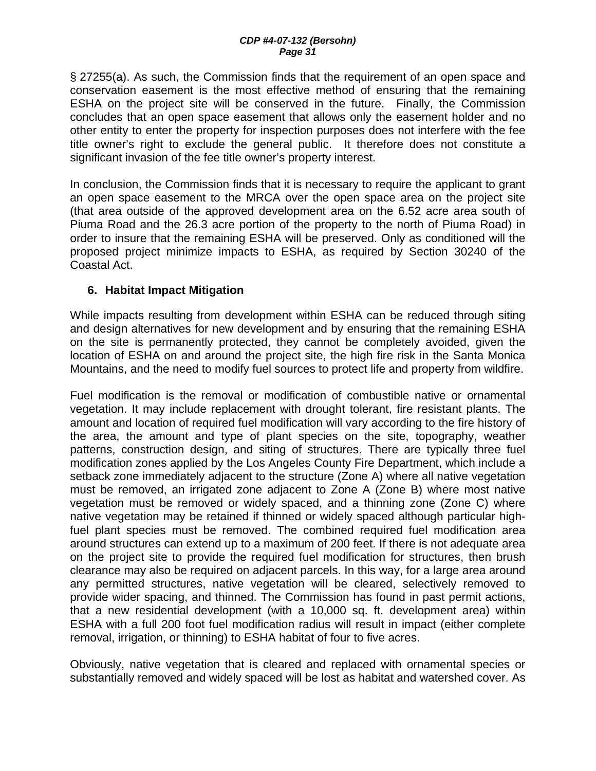§ 27255(a). As such, the Commission finds that the requirement of an open space and conservation easement is the most effective method of ensuring that the remaining ESHA on the project site will be conserved in the future. Finally, the Commission concludes that an open space easement that allows only the easement holder and no other entity to enter the property for inspection purposes does not interfere with the fee title owner's right to exclude the general public. It therefore does not constitute a significant invasion of the fee title owner's property interest.

In conclusion, the Commission finds that it is necessary to require the applicant to grant an open space easement to the MRCA over the open space area on the project site (that area outside of the approved development area on the 6.52 acre area south of Piuma Road and the 26.3 acre portion of the property to the north of Piuma Road) in order to insure that the remaining ESHA will be preserved. Only as conditioned will the proposed project minimize impacts to ESHA, as required by Section 30240 of the Coastal Act.

### 6. Habitat Impact Mitigation

While impacts resulting from development within ESHA can be reduced through siting and design alternatives for new development and by ensuring that the remaining ESHA on the site is permanently protected, they cannot be completely avoided, given the location of ESHA on and around the project site, the high fire risk in the Santa Monica Mountains, and the need to modify fuel sources to protect life and property from wildfire.

Fuel modification is the removal or modification of combustible native or ornamental vegetation. It may include replacement with drought tolerant, fire resistant plants. The amount and location of required fuel modification will vary according to the fire history of the area, the amount and type of plant species on the site, topography, weather patterns, construction design, and siting of structures. There are typically three fuel modification zones applied by the Los Angeles County Fire Department, which include a setback zone immediately adjacent to the structure (Zone A) where all native vegetation must be removed, an irrigated zone adjacent to Zone A (Zone B) where most native vegetation must be removed or widely spaced, and a thinning zone (Zone C) where native vegetation may be retained if thinned or widely spaced although particular high-fuel plant species must be removed. The combined required fuel modification area around structures can extend up to a maximum of 200 feet. If there is not adequate area on the project site to provide the required fuel modification for structures, then brush clearance may also be required on adjacent parcels. In this way, for a large area around any permitted structures, native vegetation will be cleared, selectively removed to provide wider spacing, and thinned. The Commission has found in past permit actions, that a new residential development (with a 10,000 sq. ft. development area) within ESHA with a full 200 foot fuel modification radius will result in impact (either complete removal, irrigation, or thinning) to ESHA habitat of four to five acres.

Obviously, native vegetation that is cleared and replaced with ornamental species or substantially removed and widely spaced will be lost as habitat and watershed cover. As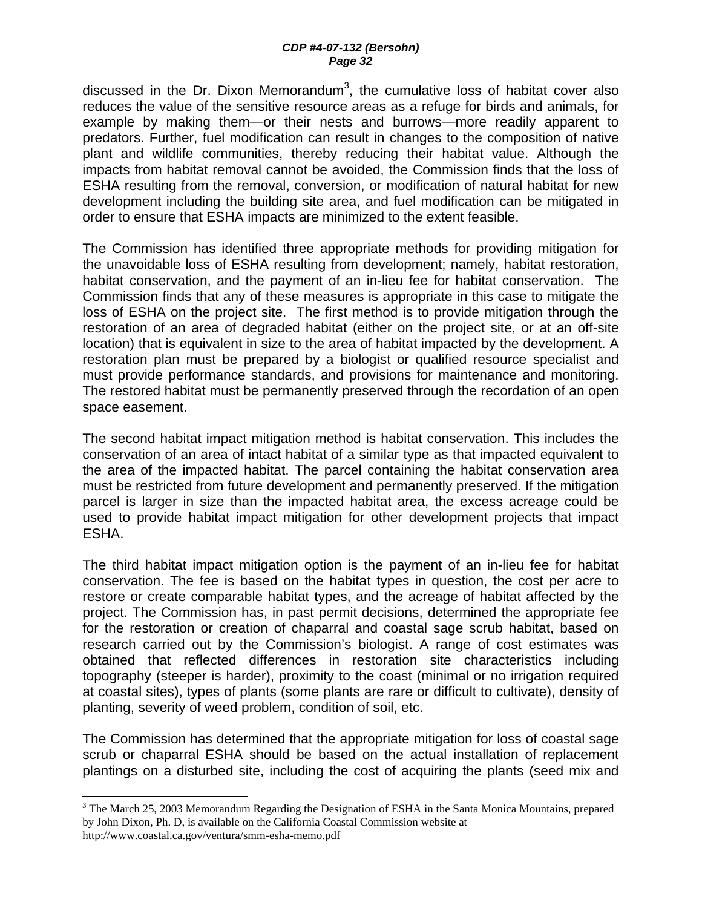discussed in the Dr. Dixon Memorandum[3], the cumulative loss of habitat cover also reduces the value of the sensitive resource areas as a refuge for birds and animals, for example by making them—or their nests and burrows—more readily apparent to predators. Further, fuel modification can result in changes to the composition of native plant and wildlife communities, thereby reducing their habitat value. Although the impacts from habitat removal cannot be avoided, the Commission finds that the loss of ESHA resulting from the removal, conversion, or modification of natural habitat for new development including the building site area, and fuel modification can be mitigated in order to ensure that ESHA impacts are minimized to the extent feasible.

The Commission has identified three appropriate methods for providing mitigation for the unavoidable loss of ESHA resulting from development; namely, habitat restoration, habitat conservation, and the payment of an in-lieu fee for habitat conservation. The Commission finds that any of these measures is appropriate in this case to mitigate the loss of ESHA on the project site. The first method is to provide mitigation through the restoration of an area of degraded habitat (either on the project site, or at an off-site location) that is equivalent in size to the area of habitat impacted by the development. A restoration plan must be prepared by a biologist or qualified resource specialist and must provide performance standards, and provisions for maintenance and monitoring. The restored habitat must be permanently preserved through the recordation of an open space easement.

The second habitat impact mitigation method is habitat conservation. This includes the conservation of an area of intact habitat of a similar type as that impacted equivalent to the area of the impacted habitat. The parcel containing the habitat conservation area must be restricted from future development and permanently preserved. If the mitigation parcel is larger in size than the impacted habitat area, the excess acreage could be used to provide habitat impact mitigation for other development projects that impact ESHA.

The third habitat impact mitigation option is the payment of an in-lieu fee for habitat conservation. The fee is based on the habitat types in question, the cost per acre to restore or create comparable habitat types, and the acreage of habitat affected by the project. The Commission has, in past permit decisions, determined the appropriate fee for the restoration or creation of chaparral and coastal sage scrub habitat, based on research carried out by the Commission's biologist. A range of cost estimates was obtained that reflected differences in restoration site characteristics including topography (steeper is harder), proximity to the coast (minimal or no irrigation required at coastal sites), types of plants (some plants are rare or difficult to cultivate), density of planting, severity of weed problem, condition of soil, etc.

The Commission has determined that the appropriate mitigation for loss of coastal sage scrub or chaparral ESHA should be based on the actual installation of replacement plantings on a disturbed site, including the cost of acquiring the plants (seed mix and

---

[3] The March 25, 2003 Memorandum Regarding the Designation of ESHA in the Santa Monica Mountains, prepared by John Dixon, Ph. D, is available on the California Coastal Commission website at http://www.coastal.ca.gov/ventura/smm-esha-memo.pdf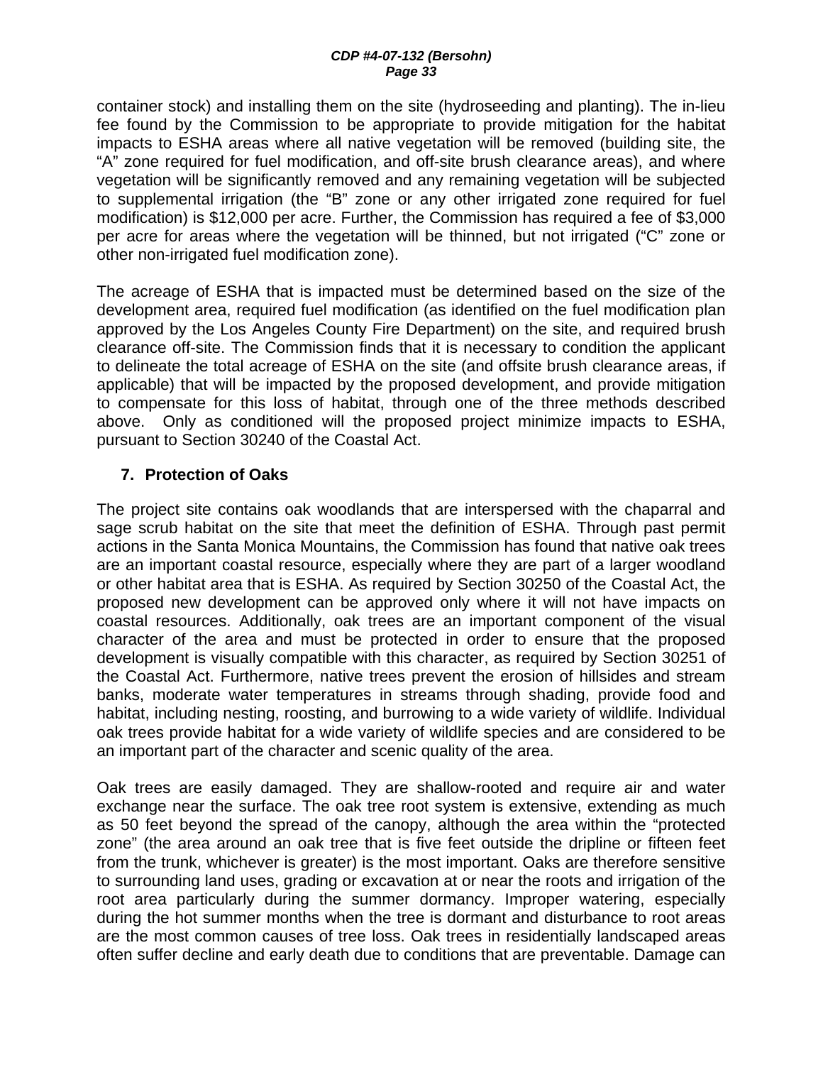container stock) and installing them on the site (hydroseeding and planting). The in-lieu fee found by the Commission to be appropriate to provide mitigation for the habitat impacts to ESHA areas where all native vegetation will be removed (building site, the "A" zone required for fuel modification, and off-site brush clearance areas), and where vegetation will be significantly removed and any remaining vegetation will be subjected to supplemental irrigation (the "B" zone or any other irrigated zone required for fuel modification) is $12,000 per acre. Further, the Commission has required a fee of $3,000 per acre for areas where the vegetation will be thinned, but not irrigated ("C" zone or other non-irrigated fuel modification zone).

The acreage of ESHA that is impacted must be determined based on the size of the development area, required fuel modification (as identified on the fuel modification plan approved by the Los Angeles County Fire Department) on the site, and required brush clearance off-site. The Commission finds that it is necessary to condition the applicant to delineate the total acreage of ESHA on the site (and offsite brush clearance areas, if applicable) that will be impacted by the proposed development, and provide mitigation to compensate for this loss of habitat, through one of the three methods described above. Only as conditioned will the proposed project minimize impacts to ESHA, pursuant to Section 30240 of the Coastal Act.

### 7. Protection of Oaks

The project site contains oak woodlands that are interspersed with the chaparral and sage scrub habitat on the site that meet the definition of ESHA. Through past permit actions in the Santa Monica Mountains, the Commission has found that native oak trees are an important coastal resource, especially where they are part of a larger woodland or other habitat area that is ESHA. As required by Section 30250 of the Coastal Act, the proposed new development can be approved only where it will not have impacts on coastal resources. Additionally, oak trees are an important component of the visual character of the area and must be protected in order to ensure that the proposed development is visually compatible with this character, as required by Section 30251 of the Coastal Act. Furthermore, native trees prevent the erosion of hillsides and stream banks, moderate water temperatures in streams through shading, provide food and habitat, including nesting, roosting, and burrowing to a wide variety of wildlife. Individual oak trees provide habitat for a wide variety of wildlife species and are considered to be an important part of the character and scenic quality of the area.

Oak trees are easily damaged. They are shallow-rooted and require air and water exchange near the surface. The oak tree root system is extensive, extending as much as 50 feet beyond the spread of the canopy, although the area within the "protected zone" (the area around an oak tree that is five feet outside the dripline or fifteen feet from the trunk, whichever is greater) is the most important. Oaks are therefore sensitive to surrounding land uses, grading or excavation at or near the roots and irrigation of the root area particularly during the summer dormancy. Improper watering, especially during the hot summer months when the tree is dormant and disturbance to root areas are the most common causes of tree loss. Oak trees in residentially landscaped areas often suffer decline and early death due to conditions that are preventable. Damage can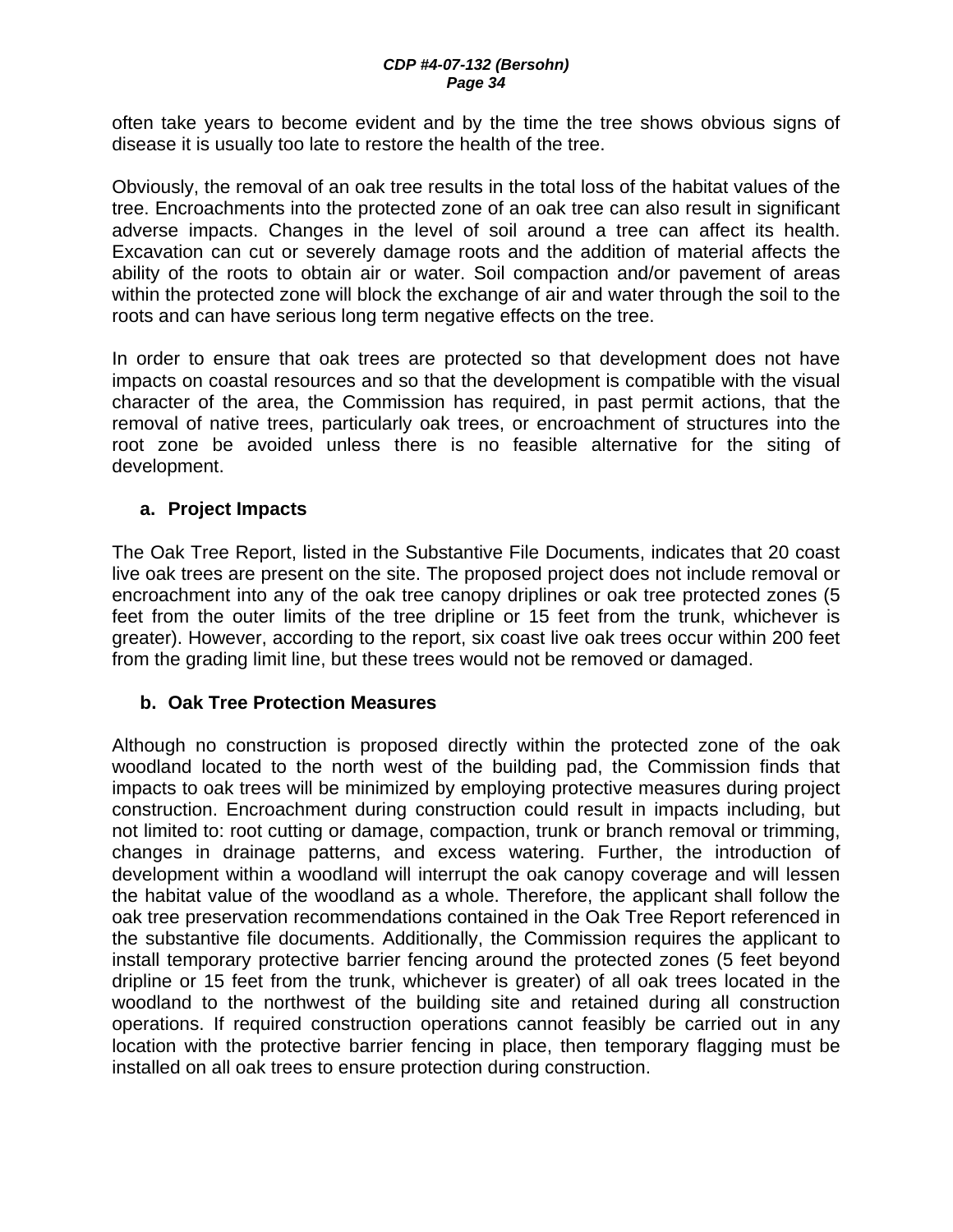often take years to become evident and by the time the tree shows obvious signs of disease it is usually too late to restore the health of the tree.

Obviously, the removal of an oak tree results in the total loss of the habitat values of the tree. Encroachments into the protected zone of an oak tree can also result in significant adverse impacts. Changes in the level of soil around a tree can affect its health. Excavation can cut or severely damage roots and the addition of material affects the ability of the roots to obtain air or water. Soil compaction and/or pavement of areas within the protected zone will block the exchange of air and water through the soil to the roots and can have serious long term negative effects on the tree.

In order to ensure that oak trees are protected so that development does not have impacts on coastal resources and so that the development is compatible with the visual character of the area, the Commission has required, in past permit actions, that the removal of native trees, particularly oak trees, or encroachment of structures into the root zone be avoided unless there is no feasible alternative for the siting of development.

**a. Project Impacts**

The Oak Tree Report, listed in the Substantive File Documents, indicates that 20 coast live oak trees are present on the site. The proposed project does not include removal or encroachment into any of the oak tree canopy driplines or oak tree protected zones (5 feet from the outer limits of the tree dripline or 15 feet from the trunk, whichever is greater). However, according to the report, six coast live oak trees occur within 200 feet from the grading limit line, but these trees would not be removed or damaged.

**b. Oak Tree Protection Measures**

Although no construction is proposed directly within the protected zone of the oak woodland located to the north west of the building pad, the Commission finds that impacts to oak trees will be minimized by employing protective measures during project construction. Encroachment during construction could result in impacts including, but not limited to: root cutting or damage, compaction, trunk or branch removal or trimming, changes in drainage patterns, and excess watering. Further, the introduction of development within a woodland will interrupt the oak canopy coverage and will lessen the habitat value of the woodland as a whole. Therefore, the applicant shall follow the oak tree preservation recommendations contained in the Oak Tree Report referenced in the substantive file documents. Additionally, the Commission requires the applicant to install temporary protective barrier fencing around the protected zones (5 feet beyond dripline or 15 feet from the trunk, whichever is greater) of all oak trees located in the woodland to the northwest of the building site and retained during all construction operations. If required construction operations cannot feasibly be carried out in any location with the protective barrier fencing in place, then temporary flagging must be installed on all oak trees to ensure protection during construction.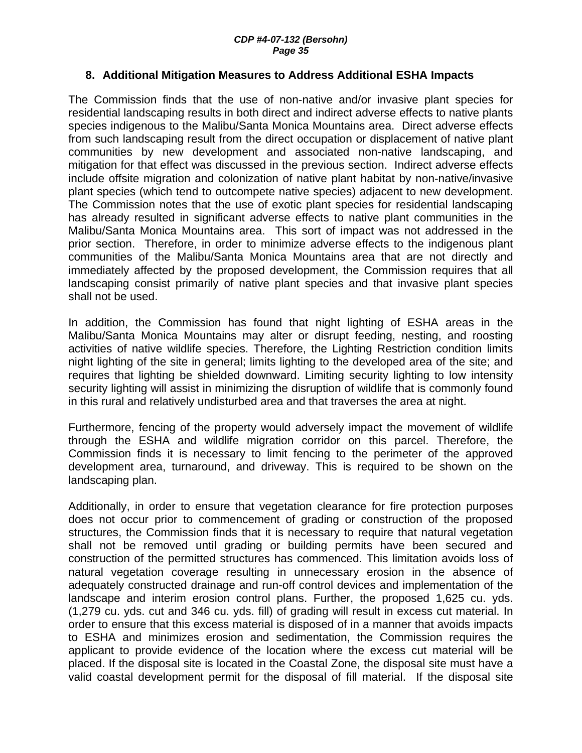### 8. Additional Mitigation Measures to Address Additional ESHA Impacts

The Commission finds that the use of non-native and/or invasive plant species for residential landscaping results in both direct and indirect adverse effects to native plants species indigenous to the Malibu/Santa Monica Mountains area. Direct adverse effects from such landscaping result from the direct occupation or displacement of native plant communities by new development and associated non-native landscaping, and mitigation for that effect was discussed in the previous section. Indirect adverse effects include offsite migration and colonization of native plant habitat by non-native/invasive plant species (which tend to outcompete native species) adjacent to new development. The Commission notes that the use of exotic plant species for residential landscaping has already resulted in significant adverse effects to native plant communities in the Malibu/Santa Monica Mountains area. This sort of impact was not addressed in the prior section. Therefore, in order to minimize adverse effects to the indigenous plant communities of the Malibu/Santa Monica Mountains area that are not directly and immediately affected by the proposed development, the Commission requires that all landscaping consist primarily of native plant species and that invasive plant species shall not be used.

In addition, the Commission has found that night lighting of ESHA areas in the Malibu/Santa Monica Mountains may alter or disrupt feeding, nesting, and roosting activities of native wildlife species. Therefore, the Lighting Restriction condition limits night lighting of the site in general; limits lighting to the developed area of the site; and requires that lighting be shielded downward. Limiting security lighting to low intensity security lighting will assist in minimizing the disruption of wildlife that is commonly found in this rural and relatively undisturbed area and that traverses the area at night.

Furthermore, fencing of the property would adversely impact the movement of wildlife through the ESHA and wildlife migration corridor on this parcel. Therefore, the Commission finds it is necessary to limit fencing to the perimeter of the approved development area, turnaround, and driveway. This is required to be shown on the landscaping plan.

Additionally, in order to ensure that vegetation clearance for fire protection purposes does not occur prior to commencement of grading or construction of the proposed structures, the Commission finds that it is necessary to require that natural vegetation shall not be removed until grading or building permits have been secured and construction of the permitted structures has commenced. This limitation avoids loss of natural vegetation coverage resulting in unnecessary erosion in the absence of adequately constructed drainage and run-off control devices and implementation of the landscape and interim erosion control plans. Further, the proposed 1,625 cu. yds. (1,279 cu. yds. cut and 346 cu. yds. fill) of grading will result in excess cut material. In order to ensure that this excess material is disposed of in a manner that avoids impacts to ESHA and minimizes erosion and sedimentation, the Commission requires the applicant to provide evidence of the location where the excess cut material will be placed. If the disposal site is located in the Coastal Zone, the disposal site must have a valid coastal development permit for the disposal of fill material. If the disposal site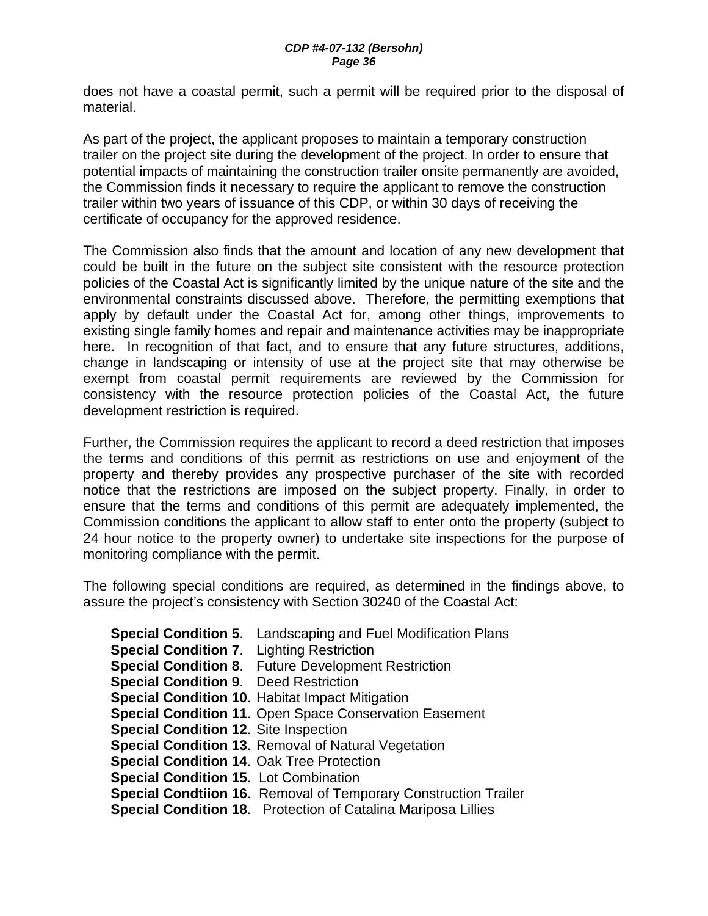does not have a coastal permit, such a permit will be required prior to the disposal of material.

As part of the project, the applicant proposes to maintain a temporary construction trailer on the project site during the development of the project. In order to ensure that potential impacts of maintaining the construction trailer onsite permanently are avoided, the Commission finds it necessary to require the applicant to remove the construction trailer within two years of issuance of this CDP, or within 30 days of receiving the certificate of occupancy for the approved residence.

The Commission also finds that the amount and location of any new development that could be built in the future on the subject site consistent with the resource protection policies of the Coastal Act is significantly limited by the unique nature of the site and the environmental constraints discussed above. Therefore, the permitting exemptions that apply by default under the Coastal Act for, among other things, improvements to existing single family homes and repair and maintenance activities may be inappropriate here. In recognition of that fact, and to ensure that any future structures, additions, change in landscaping or intensity of use at the project site that may otherwise be exempt from coastal permit requirements are reviewed by the Commission for consistency with the resource protection policies of the Coastal Act, the future development restriction is required.

Further, the Commission requires the applicant to record a deed restriction that imposes the terms and conditions of this permit as restrictions on use and enjoyment of the property and thereby provides any prospective purchaser of the site with recorded notice that the restrictions are imposed on the subject property. Finally, in order to ensure that the terms and conditions of this permit are adequately implemented, the Commission conditions the applicant to allow staff to enter onto the property (subject to 24 hour notice to the property owner) to undertake site inspections for the purpose of monitoring compliance with the permit.

The following special conditions are required, as determined in the findings above, to assure the project's consistency with Section 30240 of the Coastal Act:

**Special Condition 5**. Landscaping and Fuel Modification Plans
**Special Condition 7**. Lighting Restriction
**Special Condition 8**. Future Development Restriction
**Special Condition 9**. Deed Restriction
**Special Condition 10**. Habitat Impact Mitigation
**Special Condition 11**. Open Space Conservation Easement
**Special Condition 12**. Site Inspection
**Special Condition 13**. Removal of Natural Vegetation
**Special Condition 14**. Oak Tree Protection
**Special Condition 15**. Lot Combination
**Special Condtiion 16**. Removal of Temporary Construction Trailer
**Special Condition 18**. Protection of Catalina Mariposa Lillies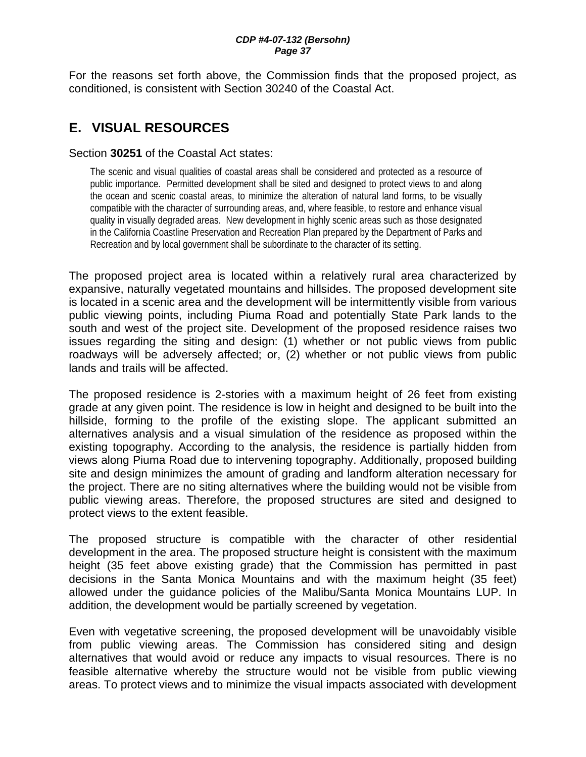For the reasons set forth above, the Commission finds that the proposed project, as conditioned, is consistent with Section 30240 of the Coastal Act.

## E. VISUAL RESOURCES

Section **30251** of the Coastal Act states:

> The scenic and visual qualities of coastal areas shall be considered and protected as a resource of public importance. Permitted development shall be sited and designed to protect views to and along the ocean and scenic coastal areas, to minimize the alteration of natural land forms, to be visually compatible with the character of surrounding areas, and, where feasible, to restore and enhance visual quality in visually degraded areas. New development in highly scenic areas such as those designated in the California Coastline Preservation and Recreation Plan prepared by the Department of Parks and Recreation and by local government shall be subordinate to the character of its setting.

The proposed project area is located within a relatively rural area characterized by expansive, naturally vegetated mountains and hillsides. The proposed development site is located in a scenic area and the development will be intermittently visible from various public viewing points, including Piuma Road and potentially State Park lands to the south and west of the project site. Development of the proposed residence raises two issues regarding the siting and design: (1) whether or not public views from public roadways will be adversely affected; or, (2) whether or not public views from public lands and trails will be affected.

The proposed residence is 2-stories with a maximum height of 26 feet from existing grade at any given point. The residence is low in height and designed to be built into the hillside, forming to the profile of the existing slope. The applicant submitted an alternatives analysis and a visual simulation of the residence as proposed within the existing topography. According to the analysis, the residence is partially hidden from views along Piuma Road due to intervening topography. Additionally, proposed building site and design minimizes the amount of grading and landform alteration necessary for the project. There are no siting alternatives where the building would not be visible from public viewing areas. Therefore, the proposed structures are sited and designed to protect views to the extent feasible.

The proposed structure is compatible with the character of other residential development in the area. The proposed structure height is consistent with the maximum height (35 feet above existing grade) that the Commission has permitted in past decisions in the Santa Monica Mountains and with the maximum height (35 feet) allowed under the guidance policies of the Malibu/Santa Monica Mountains LUP. In addition, the development would be partially screened by vegetation.

Even with vegetative screening, the proposed development will be unavoidably visible from public viewing areas. The Commission has considered siting and design alternatives that would avoid or reduce any impacts to visual resources. There is no feasible alternative whereby the structure would not be visible from public viewing areas. To protect views and to minimize the visual impacts associated with development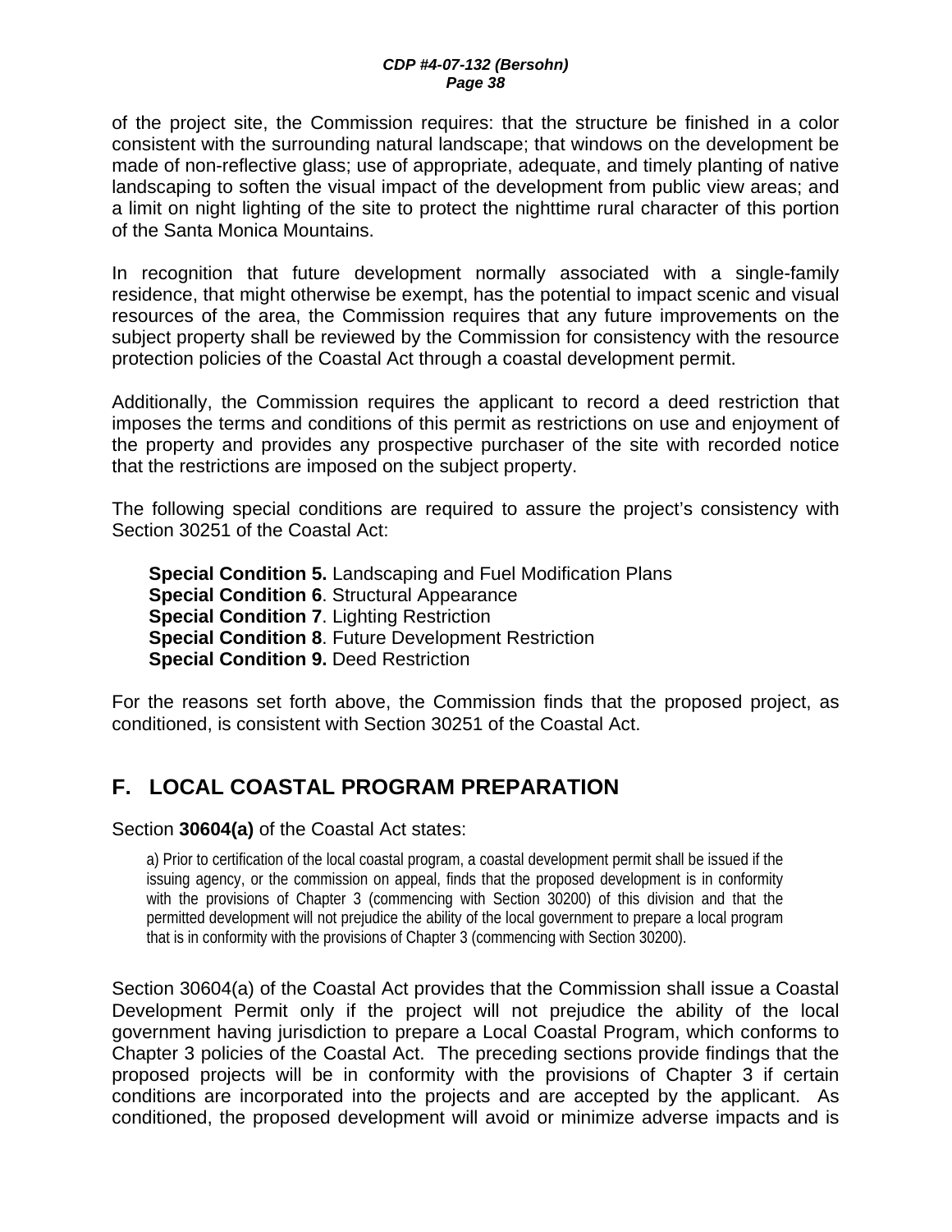of the project site, the Commission requires: that the structure be finished in a color consistent with the surrounding natural landscape; that windows on the development be made of non-reflective glass; use of appropriate, adequate, and timely planting of native landscaping to soften the visual impact of the development from public view areas; and a limit on night lighting of the site to protect the nighttime rural character of this portion of the Santa Monica Mountains.

In recognition that future development normally associated with a single-family residence, that might otherwise be exempt, has the potential to impact scenic and visual resources of the area, the Commission requires that any future improvements on the subject property shall be reviewed by the Commission for consistency with the resource protection policies of the Coastal Act through a coastal development permit.

Additionally, the Commission requires the applicant to record a deed restriction that imposes the terms and conditions of this permit as restrictions on use and enjoyment of the property and provides any prospective purchaser of the site with recorded notice that the restrictions are imposed on the subject property.

The following special conditions are required to assure the project's consistency with Section 30251 of the Coastal Act:

> **Special Condition 5.** Landscaping and Fuel Modification Plans
> **Special Condition 6**. Structural Appearance
> **Special Condition 7**. Lighting Restriction
> **Special Condition 8**. Future Development Restriction
> **Special Condition 9.** Deed Restriction

For the reasons set forth above, the Commission finds that the proposed project, as conditioned, is consistent with Section 30251 of the Coastal Act.

## F. LOCAL COASTAL PROGRAM PREPARATION

Section **30604(a)** of the Coastal Act states:

> a) Prior to certification of the local coastal program, a coastal development permit shall be issued if the issuing agency, or the commission on appeal, finds that the proposed development is in conformity with the provisions of Chapter 3 (commencing with Section 30200) of this division and that the permitted development will not prejudice the ability of the local government to prepare a local program that is in conformity with the provisions of Chapter 3 (commencing with Section 30200).

Section 30604(a) of the Coastal Act provides that the Commission shall issue a Coastal Development Permit only if the project will not prejudice the ability of the local government having jurisdiction to prepare a Local Coastal Program, which conforms to Chapter 3 policies of the Coastal Act. The preceding sections provide findings that the proposed projects will be in conformity with the provisions of Chapter 3 if certain conditions are incorporated into the projects and are accepted by the applicant. As conditioned, the proposed development will avoid or minimize adverse impacts and is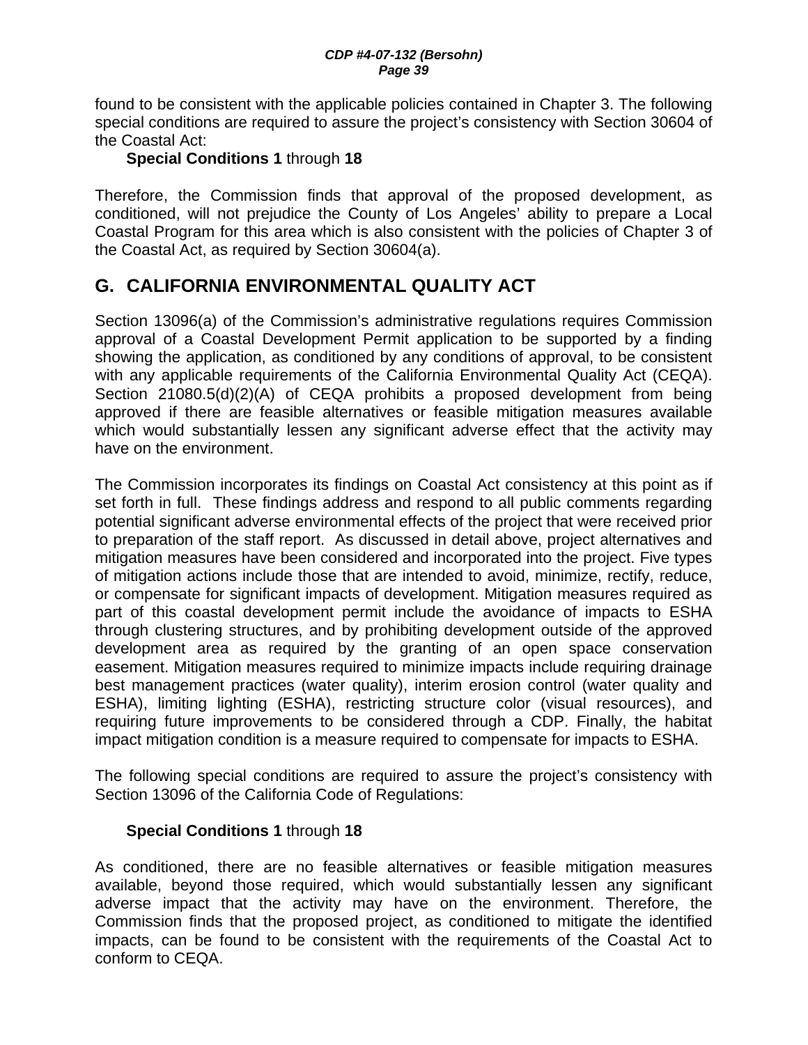found to be consistent with the applicable policies contained in Chapter 3. The following special conditions are required to assure the project's consistency with Section 30604 of the Coastal Act:

**Special Conditions 1** through **18**

Therefore, the Commission finds that approval of the proposed development, as conditioned, will not prejudice the County of Los Angeles' ability to prepare a Local Coastal Program for this area which is also consistent with the policies of Chapter 3 of the Coastal Act, as required by Section 30604(a).

## G. CALIFORNIA ENVIRONMENTAL QUALITY ACT

Section 13096(a) of the Commission's administrative regulations requires Commission approval of a Coastal Development Permit application to be supported by a finding showing the application, as conditioned by any conditions of approval, to be consistent with any applicable requirements of the California Environmental Quality Act (CEQA). Section 21080.5(d)(2)(A) of CEQA prohibits a proposed development from being approved if there are feasible alternatives or feasible mitigation measures available which would substantially lessen any significant adverse effect that the activity may have on the environment.

The Commission incorporates its findings on Coastal Act consistency at this point as if set forth in full. These findings address and respond to all public comments regarding potential significant adverse environmental effects of the project that were received prior to preparation of the staff report. As discussed in detail above, project alternatives and mitigation measures have been considered and incorporated into the project. Five types of mitigation actions include those that are intended to avoid, minimize, rectify, reduce, or compensate for significant impacts of development. Mitigation measures required as part of this coastal development permit include the avoidance of impacts to ESHA through clustering structures, and by prohibiting development outside of the approved development area as required by the granting of an open space conservation easement. Mitigation measures required to minimize impacts include requiring drainage best management practices (water quality), interim erosion control (water quality and ESHA), limiting lighting (ESHA), restricting structure color (visual resources), and requiring future improvements to be considered through a CDP. Finally, the habitat impact mitigation condition is a measure required to compensate for impacts to ESHA.

The following special conditions are required to assure the project's consistency with Section 13096 of the California Code of Regulations:

**Special Conditions 1** through **18**

As conditioned, there are no feasible alternatives or feasible mitigation measures available, beyond those required, which would substantially lessen any significant adverse impact that the activity may have on the environment. Therefore, the Commission finds that the proposed project, as conditioned to mitigate the identified impacts, can be found to be consistent with the requirements of the Coastal Act to conform to CEQA.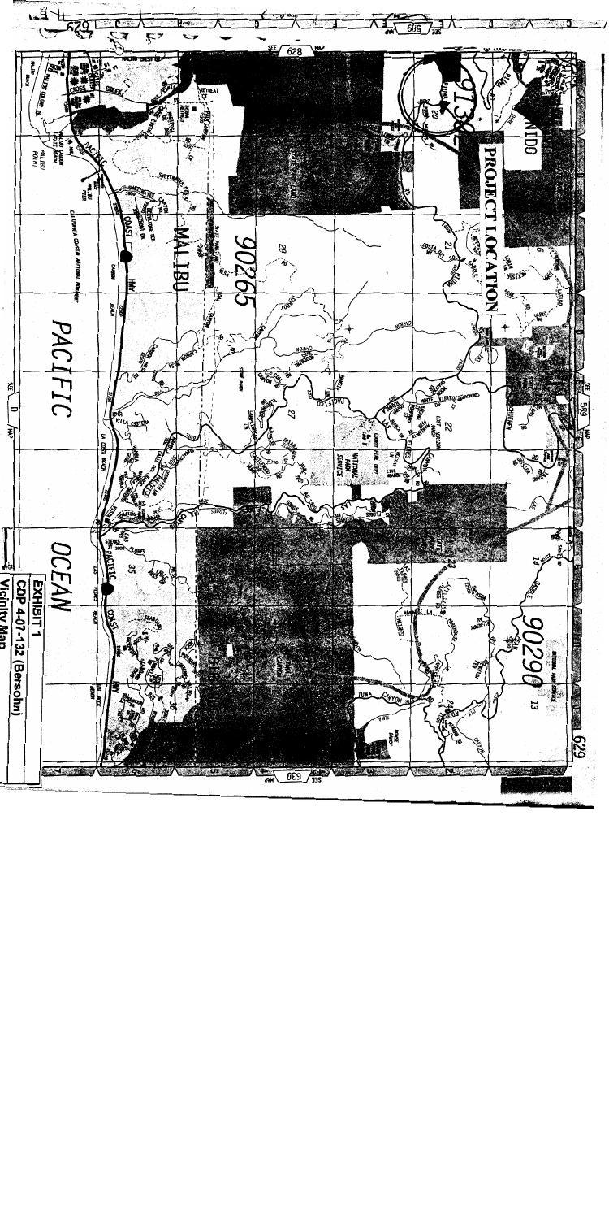EXHIBIT 1

CDP 4-07-132 (Bersohn)

Vicinity Map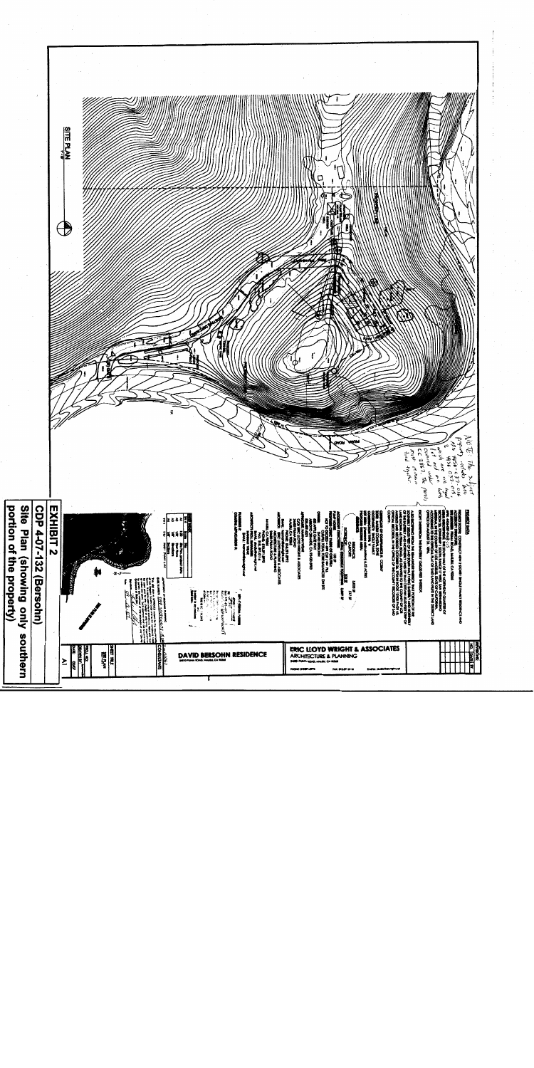**EXHIBIT 2**

**CDP 4-07-132 (Bersohn)**

**Site Plan (showing only southern portion of the property)**

SITE PLAN

PROPERTY LINE

PIUMA ROAD

ERIC LLOYD WRIGHT & ASSOCIATES
ARCHITECTURE & PLANNING

DAVID BERSOHN RESIDENCE

A1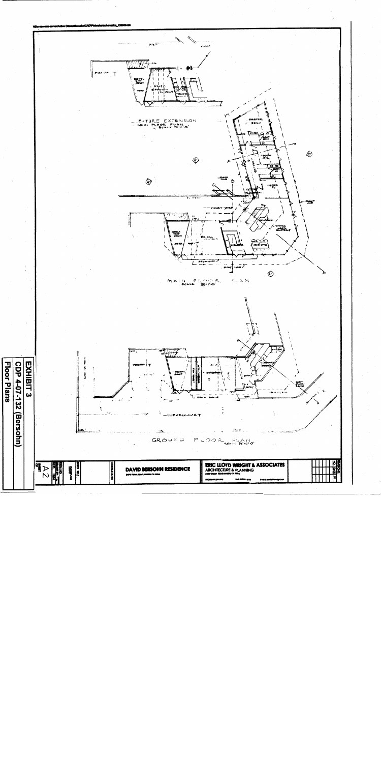**EXHIBIT 3**

**CDP 4-07-132 (Bersohn)**

**Floor Plans**

FUTURE EXTENSION
MAIN FLOOR PLAN
SCALE 1/8" = 1'-0"

MAIN FLOOR PLAN
SCALE 1/8" = 1'-0"

GROUND FLOOR PLAN
SCALE 1/8" = 1'-0"

FORECOURT

**DAVID BERSOHN RESIDENCE**

**ERIC LLOYD WRIGHT & ASSOCIATES**
ARCHITECTURE & PLANNING

A2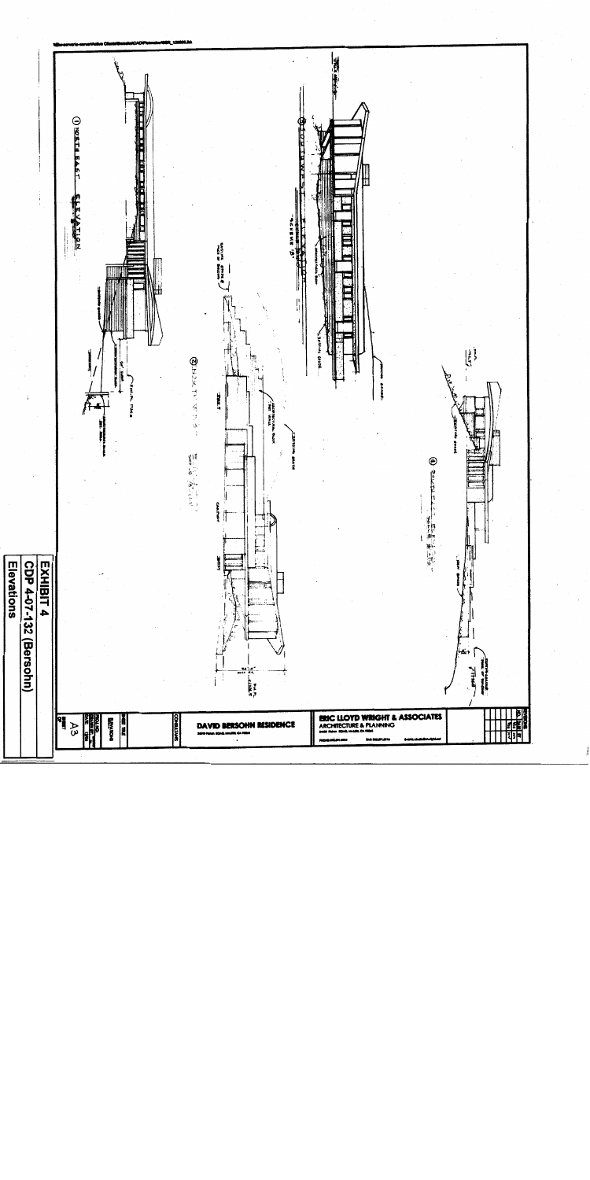**EXHIBIT 4**

**CDP 4-07-132 (Bersohn)**

**Elevations**

① NORTH EAST ELEVATION

② NORTH WEST ELEVATION

③ SOUTH WEST ELEVATION

④ SOUTH EAST ELEVATION

**ERIC LLOYD WRIGHT & ASSOCIATES**

**ARCHITECTURE & PLANNING**

**DAVID BERSOHN RESIDENCE**

ELEVATIONS

A3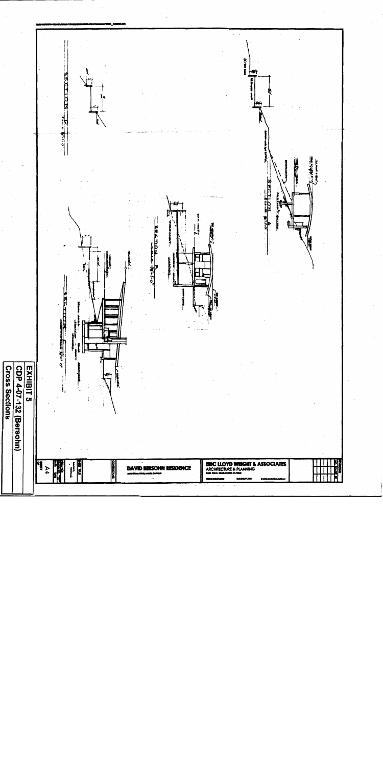**EXHIBIT 5**

**CDP 4-07-132 (Bersohn)**

**Cross Sections**

SECTION A

SECTION B

SECTION C

SECTION D

DAVID BERSOHN RESIDENCE

ERIC LLOYD WRIGHT & ASSOCIATES

ARCHITECTURE & PLANNING

A4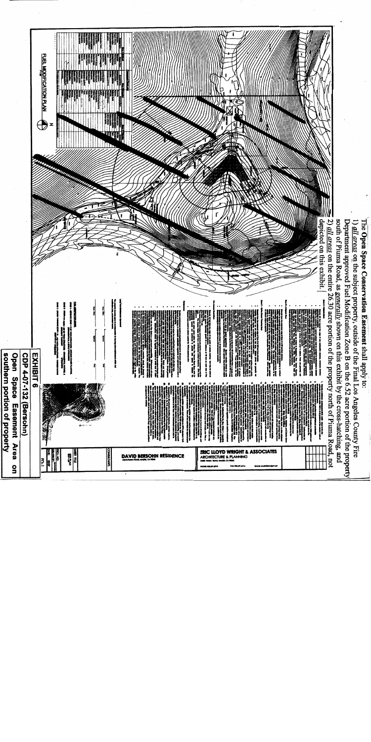The **Open Space Conservation Easement** shall apply to:
1) *all areas* on the subject property, outside of the Final Los Angeles County Fire Department approved Fuel Modification Zone B on the 6.52 acre portion of the property south of Piuma Road, as *generally* shown on this exhibit by the cross-hatching, and
2) *all areas* on the entire 26.30 acre portion of the property north of Piuma Road, not depicted on this exhibit.

FUEL MODIFICATION PLAN

ERIC LLOYD WRIGHT & ASSOCIATES
ARCHITECTURE & PLANNING

DAVID BERSOHN RESIDENCE

**EXHIBIT 6**
**CDP 4-07-132 (Bersohn)**
**Open Space Easement Area on southern portion of property**